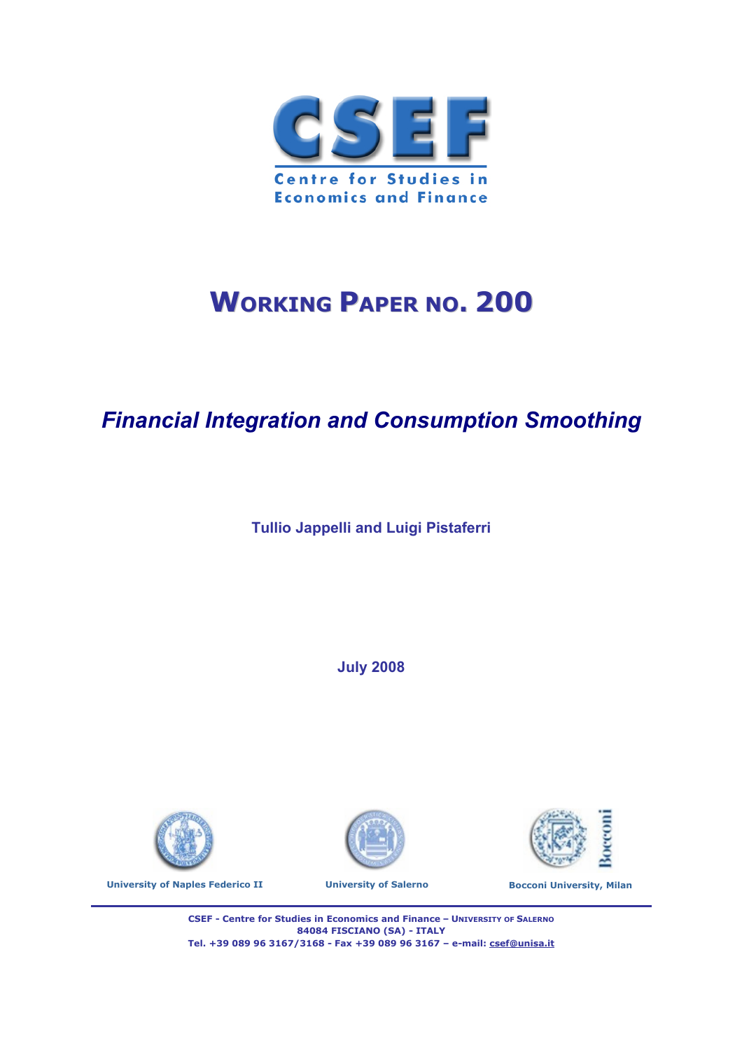# CSEF

Centre for Studies in Economics and Finance

# WORKING PAPER NO. 200

## *Financial Integration and Consumption Smoothing*

**Tullio Jappelli and Luigi Pistaferri**

**July 2008**

University of Naples Federico II

University of Salerno

Bocconi University, Milan

**CSEF - Centre for Studies in Economics and Finance – UNIVERSITY OF SALERNO**
**84084 FISCIANO (SA) - ITALY**
**Tel. +39 089 96 3167/3168 - Fax +39 089 96 3167 – e-mail: csef@unisa.it**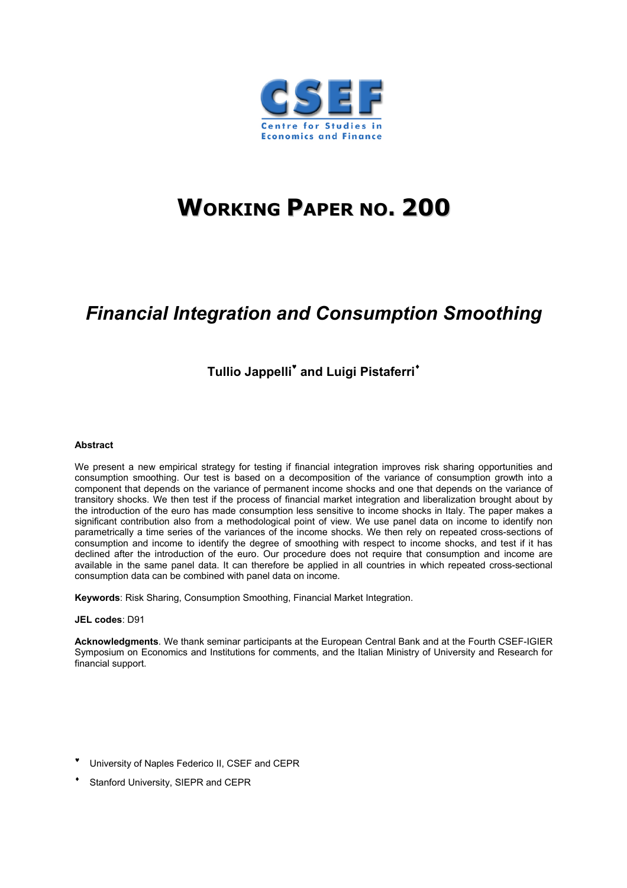# WORKING PAPER NO. 200

# *Financial Integration and Consumption Smoothing*

**Tullio Jappelli[♥] and Luigi Pistaferri[♦]**

**Abstract**

We present a new empirical strategy for testing if financial integration improves risk sharing opportunities and consumption smoothing. Our test is based on a decomposition of the variance of consumption growth into a component that depends on the variance of permanent income shocks and one that depends on the variance of transitory shocks. We then test if the process of financial market integration and liberalization brought about by the introduction of the euro has made consumption less sensitive to income shocks in Italy. The paper makes a significant contribution also from a methodological point of view. We use panel data on income to identify non parametrically a time series of the variances of the income shocks. We then rely on repeated cross-sections of consumption and income to identify the degree of smoothing with respect to income shocks, and test if it has declined after the introduction of the euro. Our procedure does not require that consumption and income are available in the same panel data. It can therefore be applied in all countries in which repeated cross-sectional consumption data can be combined with panel data on income.

**Keywords**: Risk Sharing, Consumption Smoothing, Financial Market Integration.

**JEL codes**: D91

**Acknowledgments**. We thank seminar participants at the European Central Bank and at the Fourth CSEF-IGIER Symposium on Economics and Institutions for comments, and the Italian Ministry of University and Research for financial support.

[♥] University of Naples Federico II, CSEF and CEPR

[♦] Stanford University, SIEPR and CEPR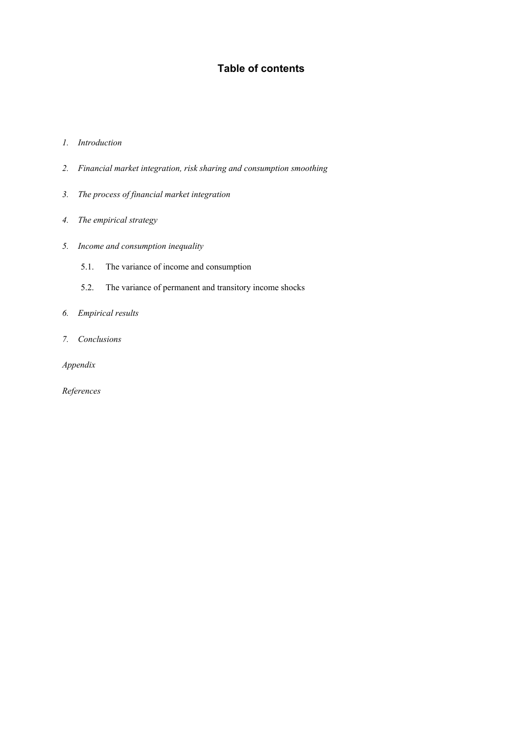# Table of contents

1. *Introduction*
2. *Financial market integration, risk sharing and consumption smoothing*
3. *The process of financial market integration*
4. *The empirical strategy*
5. *Income and consumption inequality*
   - 5.1. The variance of income and consumption
   - 5.2. The variance of permanent and transitory income shocks
6. *Empirical results*
7. *Conclusions*

*Appendix*

*References*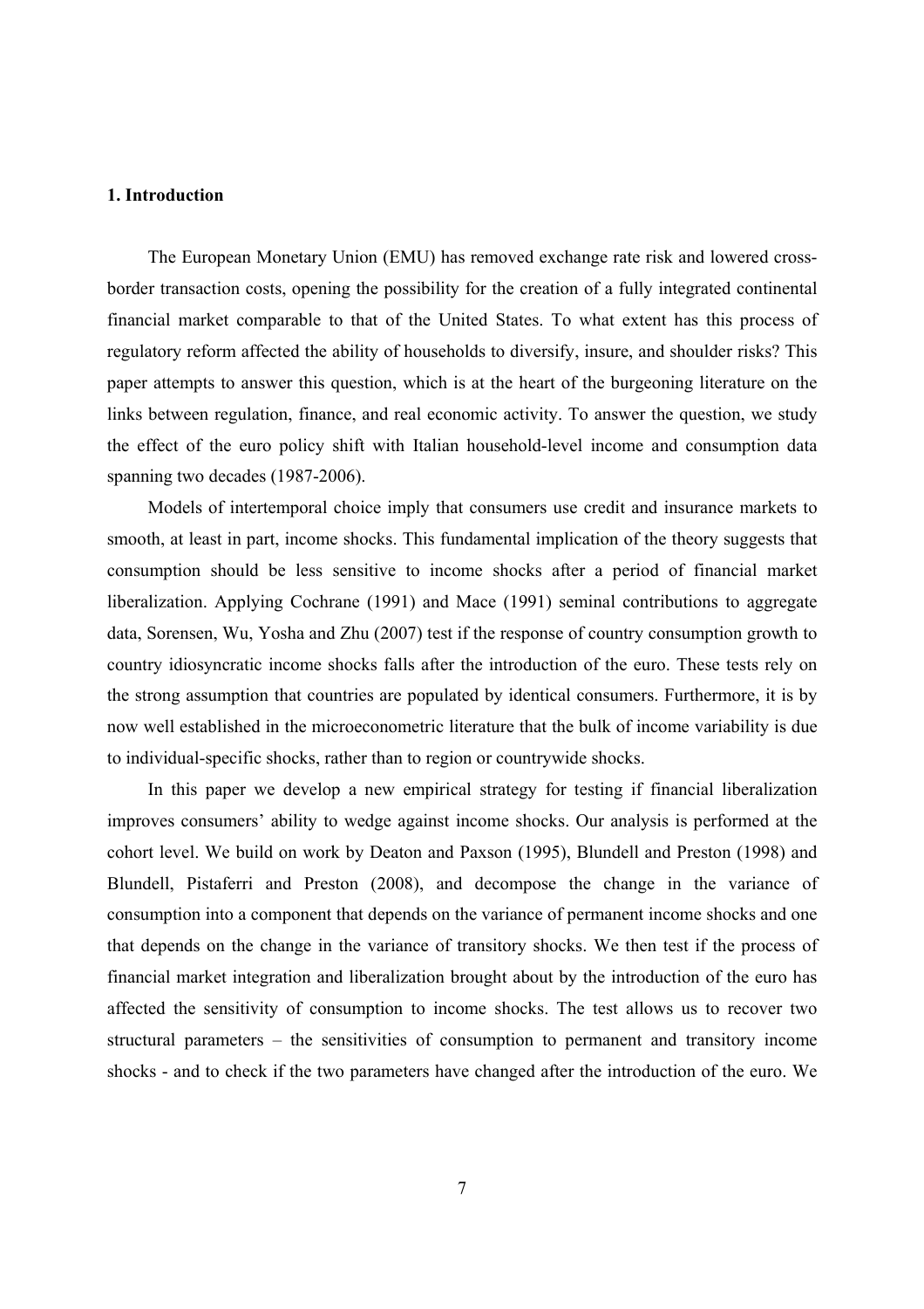# 1. Introduction

The European Monetary Union (EMU) has removed exchange rate risk and lowered cross-border transaction costs, opening the possibility for the creation of a fully integrated continental financial market comparable to that of the United States. To what extent has this process of regulatory reform affected the ability of households to diversify, insure, and shoulder risks? This paper attempts to answer this question, which is at the heart of the burgeoning literature on the links between regulation, finance, and real economic activity. To answer the question, we study the effect of the euro policy shift with Italian household-level income and consumption data spanning two decades (1987-2006).

Models of intertemporal choice imply that consumers use credit and insurance markets to smooth, at least in part, income shocks. This fundamental implication of the theory suggests that consumption should be less sensitive to income shocks after a period of financial market liberalization. Applying Cochrane (1991) and Mace (1991) seminal contributions to aggregate data, Sorensen, Wu, Yosha and Zhu (2007) test if the response of country consumption growth to country idiosyncratic income shocks falls after the introduction of the euro. These tests rely on the strong assumption that countries are populated by identical consumers. Furthermore, it is by now well established in the microeconometric literature that the bulk of income variability is due to individual-specific shocks, rather than to region or countrywide shocks.

In this paper we develop a new empirical strategy for testing if financial liberalization improves consumers' ability to wedge against income shocks. Our analysis is performed at the cohort level. We build on work by Deaton and Paxson (1995), Blundell and Preston (1998) and Blundell, Pistaferri and Preston (2008), and decompose the change in the variance of consumption into a component that depends on the variance of permanent income shocks and one that depends on the change in the variance of transitory shocks. We then test if the process of financial market integration and liberalization brought about by the introduction of the euro has affected the sensitivity of consumption to income shocks. The test allows us to recover two structural parameters – the sensitivities of consumption to permanent and transitory income shocks - and to check if the two parameters have changed after the introduction of the euro. We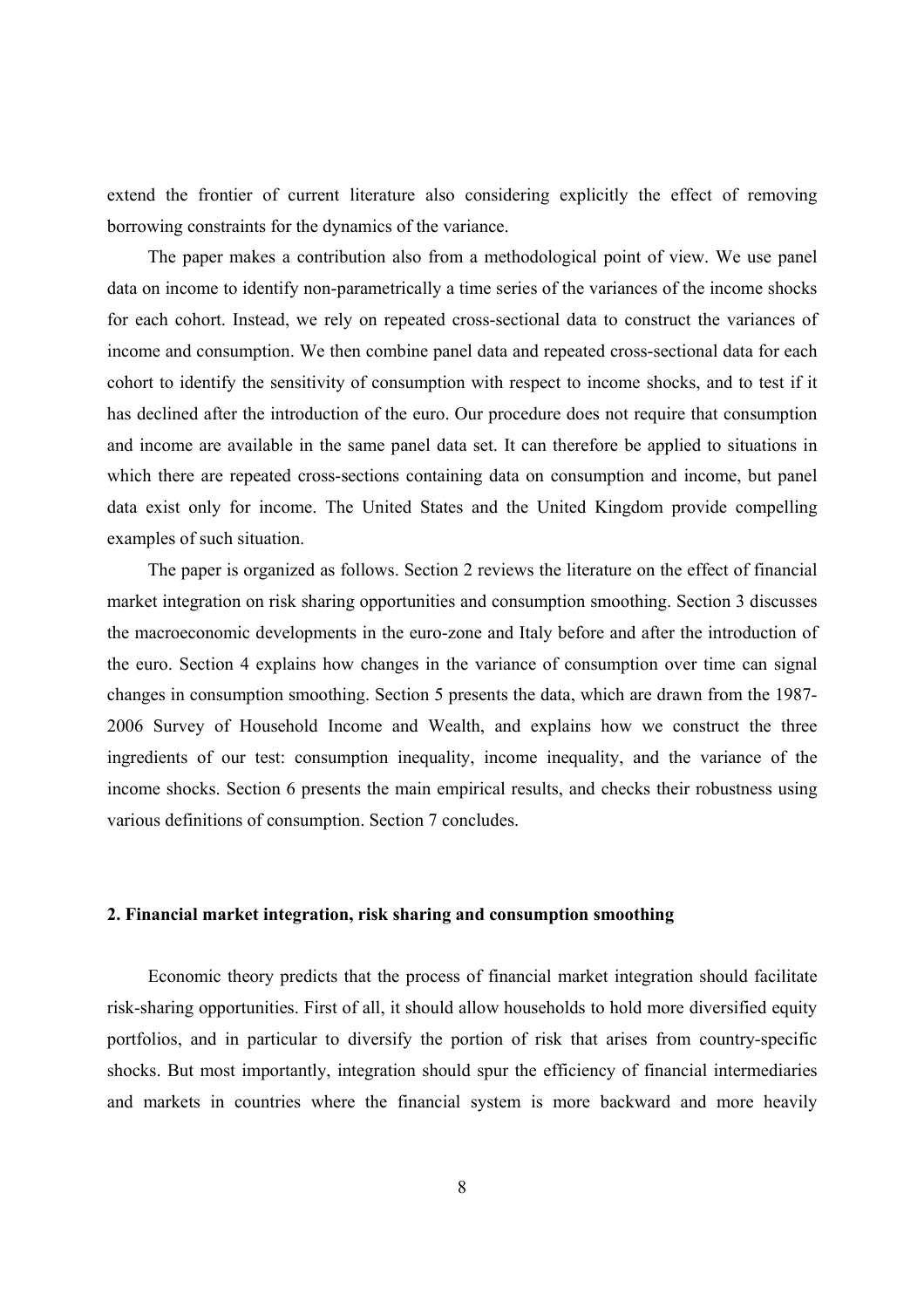extend the frontier of current literature also considering explicitly the effect of removing borrowing constraints for the dynamics of the variance.

The paper makes a contribution also from a methodological point of view. We use panel data on income to identify non-parametrically a time series of the variances of the income shocks for each cohort. Instead, we rely on repeated cross-sectional data to construct the variances of income and consumption. We then combine panel data and repeated cross-sectional data for each cohort to identify the sensitivity of consumption with respect to income shocks, and to test if it has declined after the introduction of the euro. Our procedure does not require that consumption and income are available in the same panel data set. It can therefore be applied to situations in which there are repeated cross-sections containing data on consumption and income, but panel data exist only for income. The United States and the United Kingdom provide compelling examples of such situation.

The paper is organized as follows. Section 2 reviews the literature on the effect of financial market integration on risk sharing opportunities and consumption smoothing. Section 3 discusses the macroeconomic developments in the euro-zone and Italy before and after the introduction of the euro. Section 4 explains how changes in the variance of consumption over time can signal changes in consumption smoothing. Section 5 presents the data, which are drawn from the 1987-2006 Survey of Household Income and Wealth, and explains how we construct the three ingredients of our test: consumption inequality, income inequality, and the variance of the income shocks. Section 6 presents the main empirical results, and checks their robustness using various definitions of consumption. Section 7 concludes.

## 2. Financial market integration, risk sharing and consumption smoothing

Economic theory predicts that the process of financial market integration should facilitate risk-sharing opportunities. First of all, it should allow households to hold more diversified equity portfolios, and in particular to diversify the portion of risk that arises from country-specific shocks. But most importantly, integration should spur the efficiency of financial intermediaries and markets in countries where the financial system is more backward and more heavily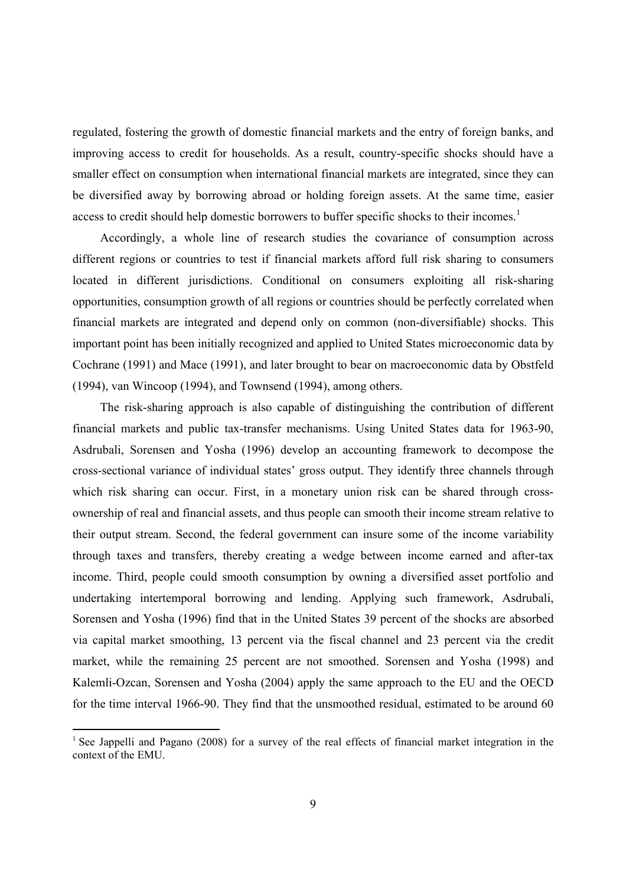regulated, fostering the growth of domestic financial markets and the entry of foreign banks, and improving access to credit for households. As a result, country-specific shocks should have a smaller effect on consumption when international financial markets are integrated, since they can be diversified away by borrowing abroad or holding foreign assets. At the same time, easier access to credit should help domestic borrowers to buffer specific shocks to their incomes.[1]

Accordingly, a whole line of research studies the covariance of consumption across different regions or countries to test if financial markets afford full risk sharing to consumers located in different jurisdictions. Conditional on consumers exploiting all risk-sharing opportunities, consumption growth of all regions or countries should be perfectly correlated when financial markets are integrated and depend only on common (non-diversifiable) shocks. This important point has been initially recognized and applied to United States microeconomic data by Cochrane (1991) and Mace (1991), and later brought to bear on macroeconomic data by Obstfeld (1994), van Wincoop (1994), and Townsend (1994), among others.

The risk-sharing approach is also capable of distinguishing the contribution of different financial markets and public tax-transfer mechanisms. Using United States data for 1963-90, Asdrubali, Sorensen and Yosha (1996) develop an accounting framework to decompose the cross-sectional variance of individual states' gross output. They identify three channels through which risk sharing can occur. First, in a monetary union risk can be shared through cross-ownership of real and financial assets, and thus people can smooth their income stream relative to their output stream. Second, the federal government can insure some of the income variability through taxes and transfers, thereby creating a wedge between income earned and after-tax income. Third, people could smooth consumption by owning a diversified asset portfolio and undertaking intertemporal borrowing and lending. Applying such framework, Asdrubali, Sorensen and Yosha (1996) find that in the United States 39 percent of the shocks are absorbed via capital market smoothing, 13 percent via the fiscal channel and 23 percent via the credit market, while the remaining 25 percent are not smoothed. Sorensen and Yosha (1998) and Kalemli-Ozcan, Sorensen and Yosha (2004) apply the same approach to the EU and the OECD for the time interval 1966-90. They find that the unsmoothed residual, estimated to be around 60

[1] See Jappelli and Pagano (2008) for a survey of the real effects of financial market integration in the context of the EMU.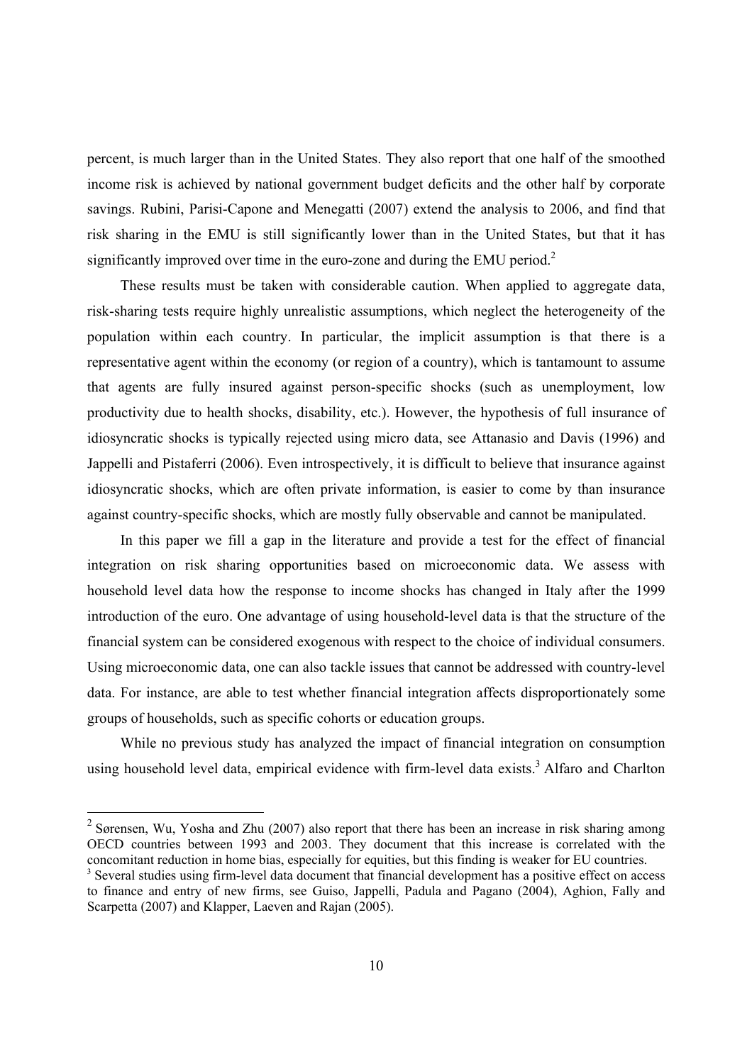percent, is much larger than in the United States. They also report that one half of the smoothed income risk is achieved by national government budget deficits and the other half by corporate savings. Rubini, Parisi-Capone and Menegatti (2007) extend the analysis to 2006, and find that risk sharing in the EMU is still significantly lower than in the United States, but that it has significantly improved over time in the euro-zone and during the EMU period.[2]

These results must be taken with considerable caution. When applied to aggregate data, risk-sharing tests require highly unrealistic assumptions, which neglect the heterogeneity of the population within each country. In particular, the implicit assumption is that there is a representative agent within the economy (or region of a country), which is tantamount to assume that agents are fully insured against person-specific shocks (such as unemployment, low productivity due to health shocks, disability, etc.). However, the hypothesis of full insurance of idiosyncratic shocks is typically rejected using micro data, see Attanasio and Davis (1996) and Jappelli and Pistaferri (2006). Even introspectively, it is difficult to believe that insurance against idiosyncratic shocks, which are often private information, is easier to come by than insurance against country-specific shocks, which are mostly fully observable and cannot be manipulated.

In this paper we fill a gap in the literature and provide a test for the effect of financial integration on risk sharing opportunities based on microeconomic data. We assess with household level data how the response to income shocks has changed in Italy after the 1999 introduction of the euro. One advantage of using household-level data is that the structure of the financial system can be considered exogenous with respect to the choice of individual consumers. Using microeconomic data, one can also tackle issues that cannot be addressed with country-level data. For instance, are able to test whether financial integration affects disproportionately some groups of households, such as specific cohorts or education groups.

While no previous study has analyzed the impact of financial integration on consumption using household level data, empirical evidence with firm-level data exists.[3] Alfaro and Charlton

---

[2] Sørensen, Wu, Yosha and Zhu (2007) also report that there has been an increase in risk sharing among OECD countries between 1993 and 2003. They document that this increase is correlated with the concomitant reduction in home bias, especially for equities, but this finding is weaker for EU countries.

[3] Several studies using firm-level data document that financial development has a positive effect on access to finance and entry of new firms, see Guiso, Jappelli, Padula and Pagano (2004), Aghion, Fally and Scarpetta (2007) and Klapper, Laeven and Rajan (2005).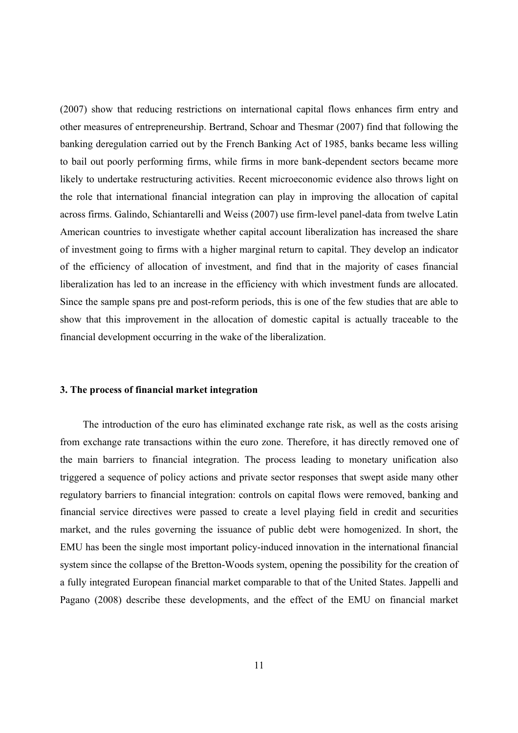(2007) show that reducing restrictions on international capital flows enhances firm entry and other measures of entrepreneurship. Bertrand, Schoar and Thesmar (2007) find that following the banking deregulation carried out by the French Banking Act of 1985, banks became less willing to bail out poorly performing firms, while firms in more bank-dependent sectors became more likely to undertake restructuring activities. Recent microeconomic evidence also throws light on the role that international financial integration can play in improving the allocation of capital across firms. Galindo, Schiantarelli and Weiss (2007) use firm-level panel-data from twelve Latin American countries to investigate whether capital account liberalization has increased the share of investment going to firms with a higher marginal return to capital. They develop an indicator of the efficiency of allocation of investment, and find that in the majority of cases financial liberalization has led to an increase in the efficiency with which investment funds are allocated. Since the sample spans pre and post-reform periods, this is one of the few studies that are able to show that this improvement in the allocation of domestic capital is actually traceable to the financial development occurring in the wake of the liberalization.

### 3. The process of financial market integration

The introduction of the euro has eliminated exchange rate risk, as well as the costs arising from exchange rate transactions within the euro zone. Therefore, it has directly removed one of the main barriers to financial integration. The process leading to monetary unification also triggered a sequence of policy actions and private sector responses that swept aside many other regulatory barriers to financial integration: controls on capital flows were removed, banking and financial service directives were passed to create a level playing field in credit and securities market, and the rules governing the issuance of public debt were homogenized. In short, the EMU has been the single most important policy-induced innovation in the international financial system since the collapse of the Bretton-Woods system, opening the possibility for the creation of a fully integrated European financial market comparable to that of the United States. Jappelli and Pagano (2008) describe these developments, and the effect of the EMU on financial market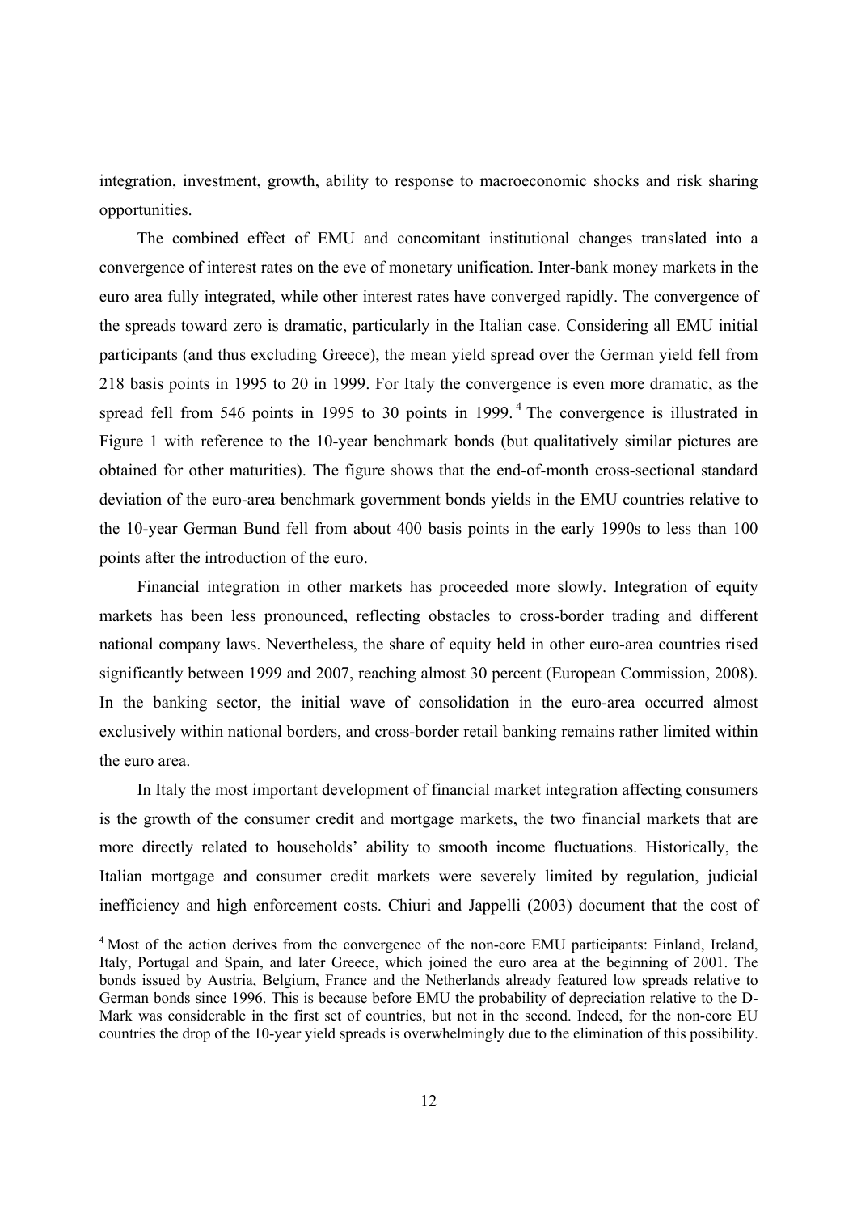integration, investment, growth, ability to response to macroeconomic shocks and risk sharing opportunities.

The combined effect of EMU and concomitant institutional changes translated into a convergence of interest rates on the eve of monetary unification. Inter-bank money markets in the euro area fully integrated, while other interest rates have converged rapidly. The convergence of the spreads toward zero is dramatic, particularly in the Italian case. Considering all EMU initial participants (and thus excluding Greece), the mean yield spread over the German yield fell from 218 basis points in 1995 to 20 in 1999. For Italy the convergence is even more dramatic, as the spread fell from 546 points in 1995 to 30 points in 1999.[4] The convergence is illustrated in Figure 1 with reference to the 10-year benchmark bonds (but qualitatively similar pictures are obtained for other maturities). The figure shows that the end-of-month cross-sectional standard deviation of the euro-area benchmark government bonds yields in the EMU countries relative to the 10-year German Bund fell from about 400 basis points in the early 1990s to less than 100 points after the introduction of the euro.

Financial integration in other markets has proceeded more slowly. Integration of equity markets has been less pronounced, reflecting obstacles to cross-border trading and different national company laws. Nevertheless, the share of equity held in other euro-area countries rised significantly between 1999 and 2007, reaching almost 30 percent (European Commission, 2008). In the banking sector, the initial wave of consolidation in the euro-area occurred almost exclusively within national borders, and cross-border retail banking remains rather limited within the euro area.

In Italy the most important development of financial market integration affecting consumers is the growth of the consumer credit and mortgage markets, the two financial markets that are more directly related to households' ability to smooth income fluctuations. Historically, the Italian mortgage and consumer credit markets were severely limited by regulation, judicial inefficiency and high enforcement costs. Chiuri and Jappelli (2003) document that the cost of

[4] Most of the action derives from the convergence of the non-core EMU participants: Finland, Ireland, Italy, Portugal and Spain, and later Greece, which joined the euro area at the beginning of 2001. The bonds issued by Austria, Belgium, France and the Netherlands already featured low spreads relative to German bonds since 1996. This is because before EMU the probability of depreciation relative to the D-Mark was considerable in the first set of countries, but not in the second. Indeed, for the non-core EU countries the drop of the 10-year yield spreads is overwhelmingly due to the elimination of this possibility.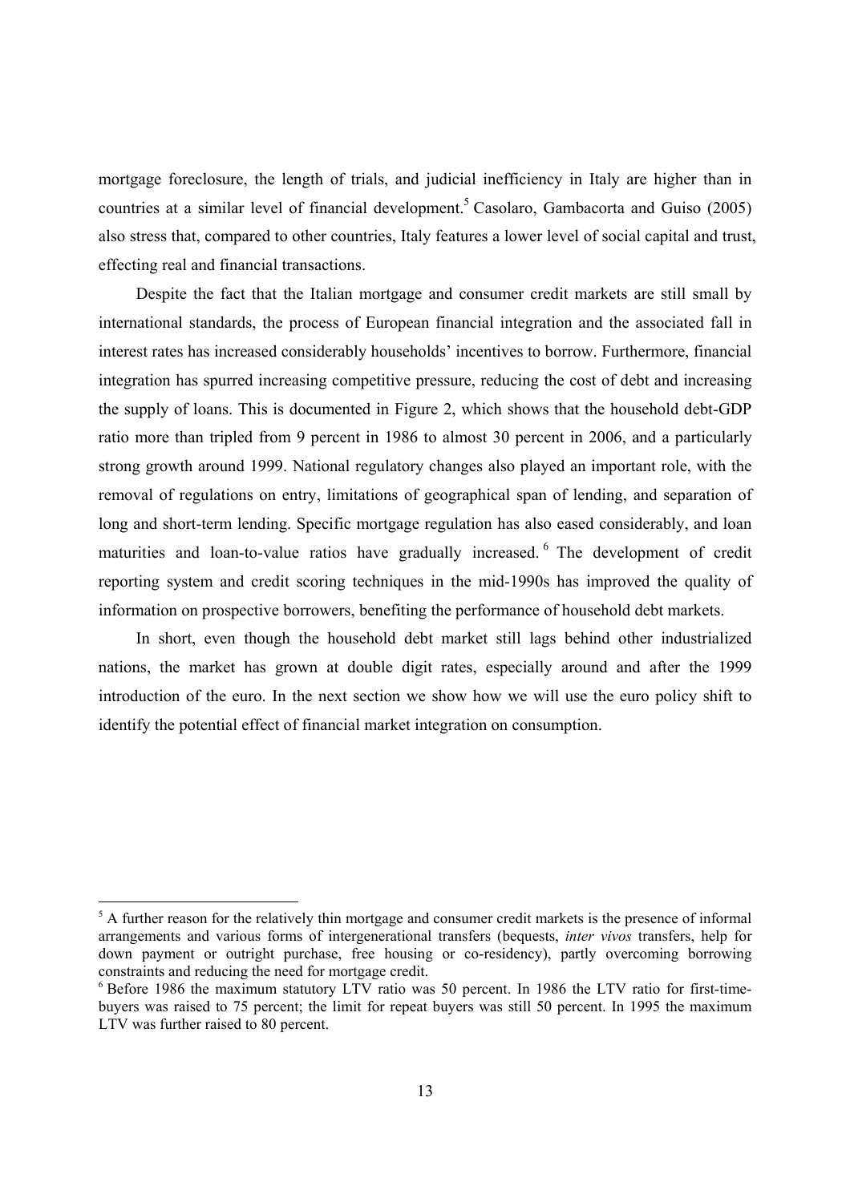mortgage foreclosure, the length of trials, and judicial inefficiency in Italy are higher than in countries at a similar level of financial development.[5] Casolaro, Gambacorta and Guiso (2005) also stress that, compared to other countries, Italy features a lower level of social capital and trust, effecting real and financial transactions.

Despite the fact that the Italian mortgage and consumer credit markets are still small by international standards, the process of European financial integration and the associated fall in interest rates has increased considerably households' incentives to borrow. Furthermore, financial integration has spurred increasing competitive pressure, reducing the cost of debt and increasing the supply of loans. This is documented in Figure 2, which shows that the household debt-GDP ratio more than tripled from 9 percent in 1986 to almost 30 percent in 2006, and a particularly strong growth around 1999. National regulatory changes also played an important role, with the removal of regulations on entry, limitations of geographical span of lending, and separation of long and short-term lending. Specific mortgage regulation has also eased considerably, and loan maturities and loan-to-value ratios have gradually increased.[6] The development of credit reporting system and credit scoring techniques in the mid-1990s has improved the quality of information on prospective borrowers, benefiting the performance of household debt markets.

In short, even though the household debt market still lags behind other industrialized nations, the market has grown at double digit rates, especially around and after the 1999 introduction of the euro. In the next section we show how we will use the euro policy shift to identify the potential effect of financial market integration on consumption.

---

[5] A further reason for the relatively thin mortgage and consumer credit markets is the presence of informal arrangements and various forms of intergenerational transfers (bequests, *inter vivos* transfers, help for down payment or outright purchase, free housing or co-residency), partly overcoming borrowing constraints and reducing the need for mortgage credit.

[6] Before 1986 the maximum statutory LTV ratio was 50 percent. In 1986 the LTV ratio for first-time-buyers was raised to 75 percent; the limit for repeat buyers was still 50 percent. In 1995 the maximum LTV was further raised to 80 percent.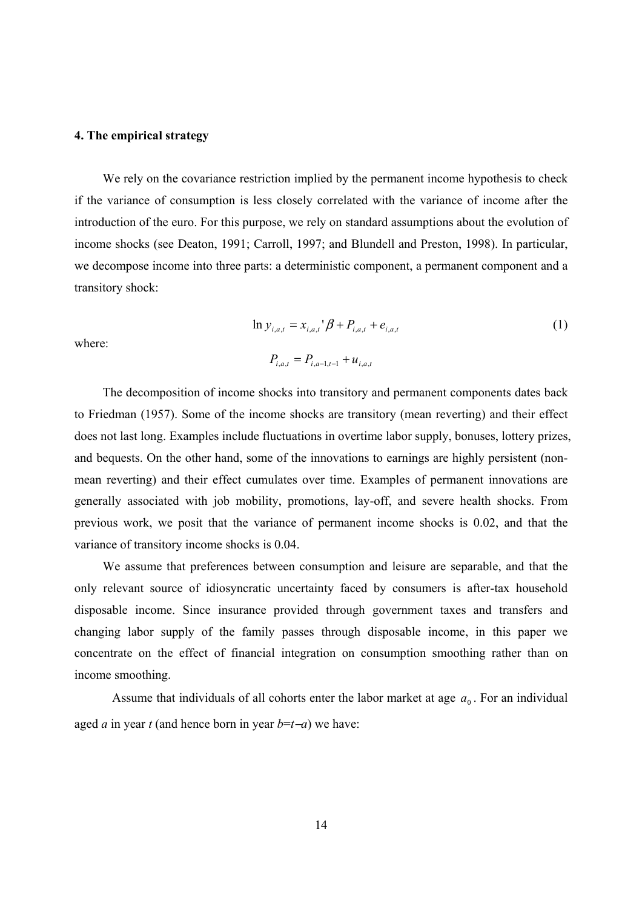## 4. The empirical strategy

We rely on the covariance restriction implied by the permanent income hypothesis to check if the variance of consumption is less closely correlated with the variance of income after the introduction of the euro. For this purpose, we rely on standard assumptions about the evolution of income shocks (see Deaton, 1991; Carroll, 1997; and Blundell and Preston, 1998). In particular, we decompose income into three parts: a deterministic component, a permanent component and a transitory shock:

$$\ln y_{i,a,t} = x_{i,a,t}'\beta + P_{i,a,t} + e_{i,a,t} \tag{1}$$

where:

$$P_{i,a,t} = P_{i,a-1,t-1} + u_{i,a,t}$$

The decomposition of income shocks into transitory and permanent components dates back to Friedman (1957). Some of the income shocks are transitory (mean reverting) and their effect does not last long. Examples include fluctuations in overtime labor supply, bonuses, lottery prizes, and bequests. On the other hand, some of the innovations to earnings are highly persistent (non-mean reverting) and their effect cumulates over time. Examples of permanent innovations are generally associated with job mobility, promotions, lay-off, and severe health shocks. From previous work, we posit that the variance of permanent income shocks is 0.02, and that the variance of transitory income shocks is 0.04.

We assume that preferences between consumption and leisure are separable, and that the only relevant source of idiosyncratic uncertainty faced by consumers is after-tax household disposable income. Since insurance provided through government taxes and transfers and changing labor supply of the family passes through disposable income, in this paper we concentrate on the effect of financial integration on consumption smoothing rather than on income smoothing.

Assume that individuals of all cohorts enter the labor market at age $a_0$. For an individual aged $a$ in year $t$ (and hence born in year $b=t-a$) we have: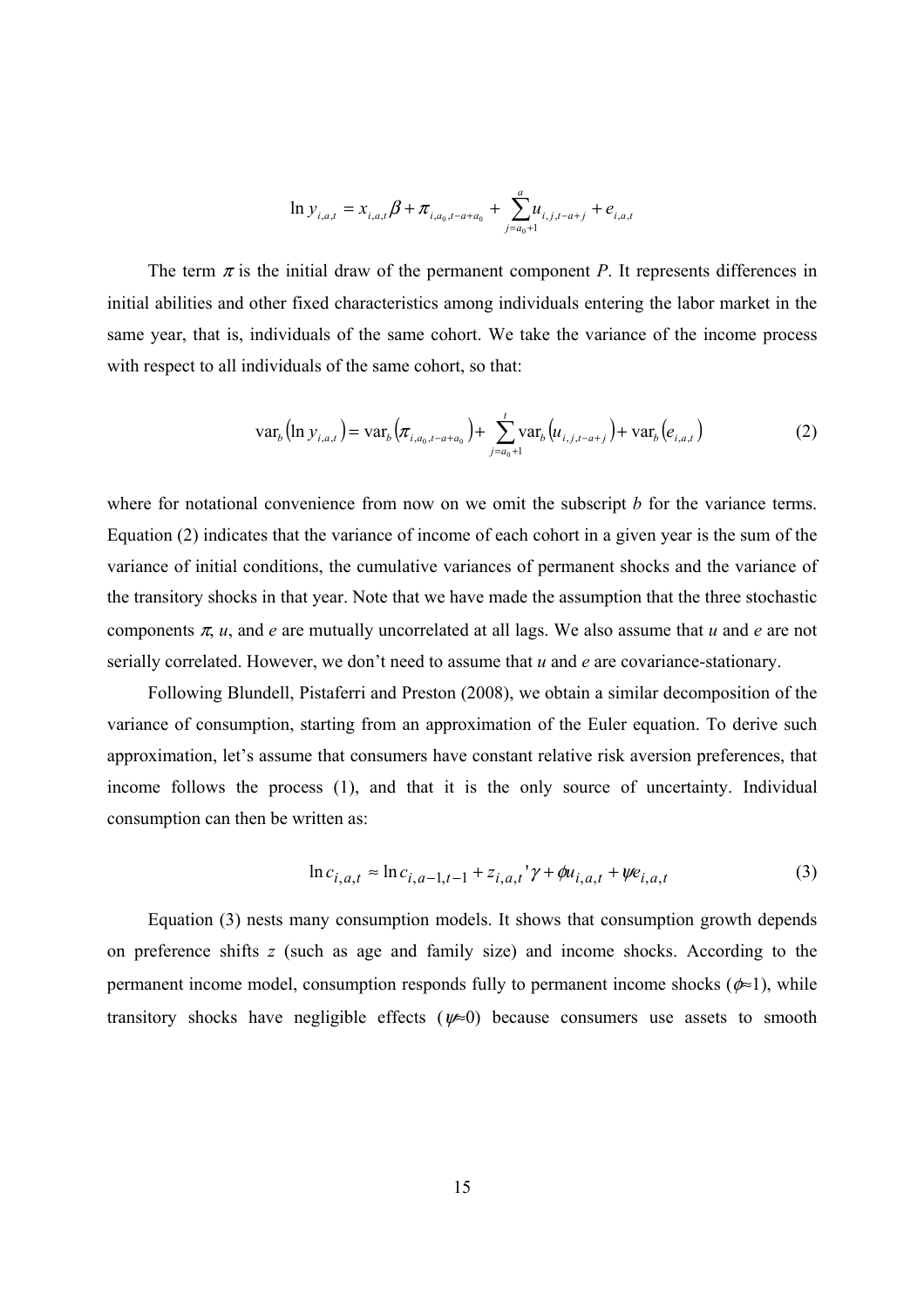$$\ln y_{i,a,t} = x_{i,a,t}\beta + \pi_{i,a_0,t-a+a_0} + \sum_{j=a_0+1}^{a} u_{i,j,t-a+j} + e_{i,a,t}$$

The term $\pi$ is the initial draw of the permanent component *P*. It represents differences in initial abilities and other fixed characteristics among individuals entering the labor market in the same year, that is, individuals of the same cohort. We take the variance of the income process with respect to all individuals of the same cohort, so that:

$$\mathrm{var}_b\left(\ln y_{i,a,t}\right) = \mathrm{var}_b\left(\pi_{i,a_0,t-a+a_0}\right) + \sum_{j=a_0+1}^{t} \mathrm{var}_b\left(u_{i,j,t-a+j}\right) + \mathrm{var}_b\left(e_{i,a,t}\right) \tag{2}$$

where for notational convenience from now on we omit the subscript *b* for the variance terms. Equation (2) indicates that the variance of income of each cohort in a given year is the sum of the variance of initial conditions, the cumulative variances of permanent shocks and the variance of the transitory shocks in that year. Note that we have made the assumption that the three stochastic components $\pi$, *u*, and *e* are mutually uncorrelated at all lags. We also assume that *u* and *e* are not serially correlated. However, we don't need to assume that *u* and *e* are covariance-stationary.

Following Blundell, Pistaferri and Preston (2008), we obtain a similar decomposition of the variance of consumption, starting from an approximation of the Euler equation. To derive such approximation, let's assume that consumers have constant relative risk aversion preferences, that income follows the process (1), and that it is the only source of uncertainty. Individual consumption can then be written as:

$$\ln c_{i,a,t} \approx \ln c_{i,a-1,t-1} + z_{i,a,t}'\gamma + \phi u_{i,a,t} + \psi e_{i,a,t} \tag{3}$$

Equation (3) nests many consumption models. It shows that consumption growth depends on preference shifts *z* (such as age and family size) and income shocks. According to the permanent income model, consumption responds fully to permanent income shocks ($\phi \approx 1$), while transitory shocks have negligible effects ($\psi \approx 0$) because consumers use assets to smooth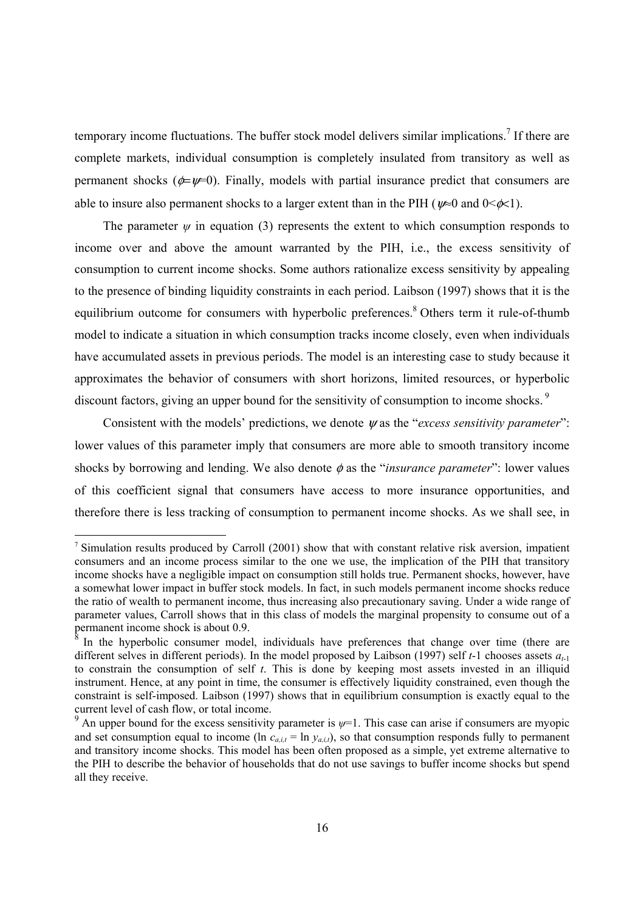temporary income fluctuations. The buffer stock model delivers similar implications.[7] If there are complete markets, individual consumption is completely insulated from transitory as well as permanent shocks ($\phi$=$\psi$=0). Finally, models with partial insurance predict that consumers are able to insure also permanent shocks to a larger extent than in the PIH ($\psi \approx 0$ and $0<\phi<1$).

The parameter $\psi$ in equation (3) represents the extent to which consumption responds to income over and above the amount warranted by the PIH, i.e., the excess sensitivity of consumption to current income shocks. Some authors rationalize excess sensitivity by appealing to the presence of binding liquidity constraints in each period. Laibson (1997) shows that it is the equilibrium outcome for consumers with hyperbolic preferences.[8] Others term it rule-of-thumb model to indicate a situation in which consumption tracks income closely, even when individuals have accumulated assets in previous periods. The model is an interesting case to study because it approximates the behavior of consumers with short horizons, limited resources, or hyperbolic discount factors, giving an upper bound for the sensitivity of consumption to income shocks.[9]

Consistent with the models' predictions, we denote $\psi$ as the "*excess sensitivity parameter*": lower values of this parameter imply that consumers are more able to smooth transitory income shocks by borrowing and lending. We also denote $\phi$ as the "*insurance parameter*": lower values of this coefficient signal that consumers have access to more insurance opportunities, and therefore there is less tracking of consumption to permanent income shocks. As we shall see, in

---

[7] Simulation results produced by Carroll (2001) show that with constant relative risk aversion, impatient consumers and an income process similar to the one we use, the implication of the PIH that transitory income shocks have a negligible impact on consumption still holds true. Permanent shocks, however, have a somewhat lower impact in buffer stock models. In fact, in such models permanent income shocks reduce the ratio of wealth to permanent income, thus increasing also precautionary saving. Under a wide range of parameter values, Carroll shows that in this class of models the marginal propensity to consume out of a permanent income shock is about 0.9.

[8] In the hyperbolic consumer model, individuals have preferences that change over time (there are different selves in different periods). In the model proposed by Laibson (1997) self $t$-1 chooses assets $a_{t-1}$ to constrain the consumption of self $t$. This is done by keeping most assets invested in an illiquid instrument. Hence, at any point in time, the consumer is effectively liquidity constrained, even though the constraint is self-imposed. Laibson (1997) shows that in equilibrium consumption is exactly equal to the current level of cash flow, or total income.

[9] An upper bound for the excess sensitivity parameter is $\psi$=1. This case can arise if consumers are myopic and set consumption equal to income ($\ln c_{a,i,t} = \ln y_{a,i,t}$), so that consumption responds fully to permanent and transitory income shocks. This model has been often proposed as a simple, yet extreme alternative to the PIH to describe the behavior of households that do not use savings to buffer income shocks but spend all they receive.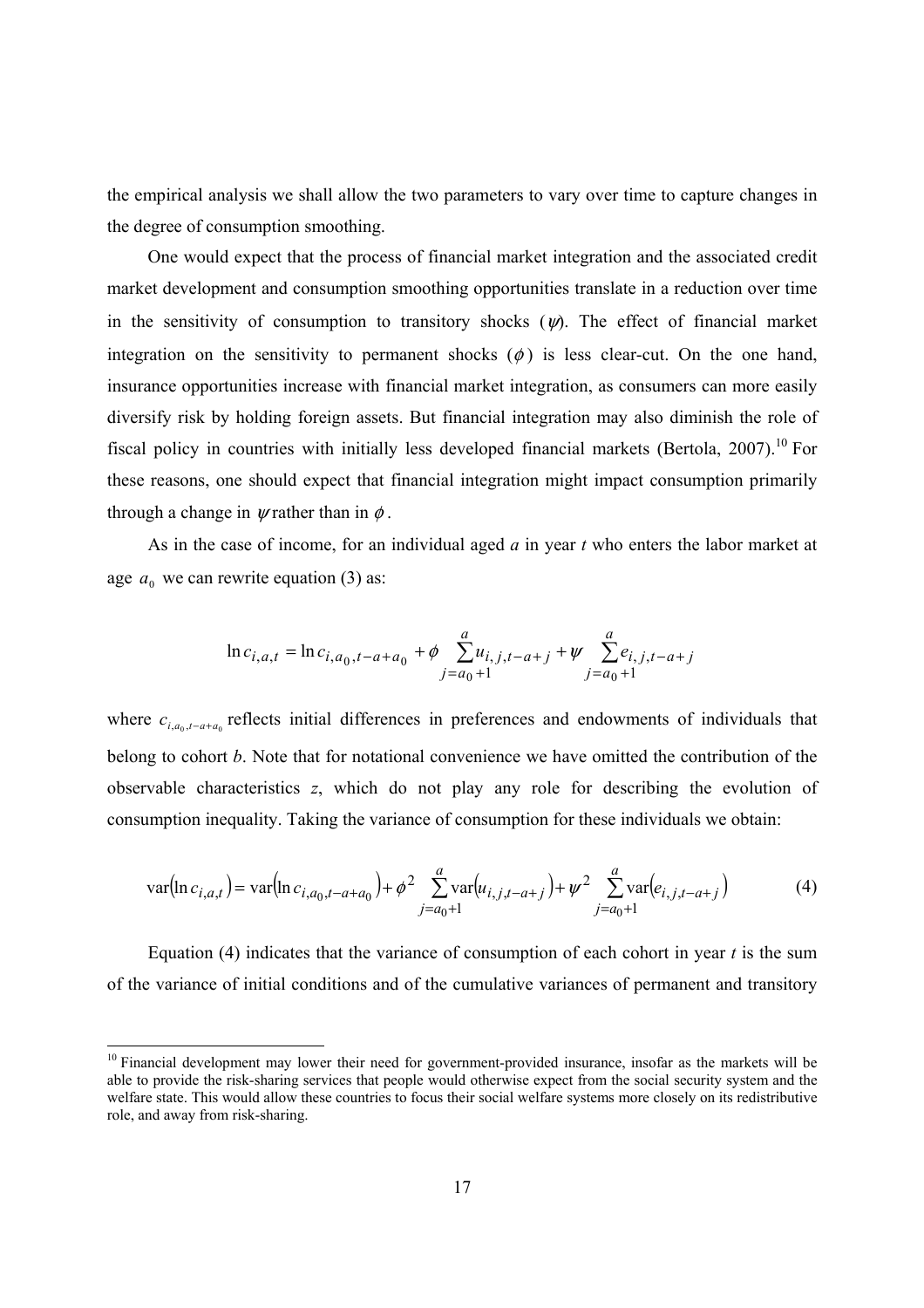the empirical analysis we shall allow the two parameters to vary over time to capture changes in the degree of consumption smoothing.

One would expect that the process of financial market integration and the associated credit market development and consumption smoothing opportunities translate in a reduction over time in the sensitivity of consumption to transitory shocks ($\psi$). The effect of financial market integration on the sensitivity to permanent shocks ($\phi$) is less clear-cut. On the one hand, insurance opportunities increase with financial market integration, as consumers can more easily diversify risk by holding foreign assets. But financial integration may also diminish the role of fiscal policy in countries with initially less developed financial markets (Bertola, 2007).[10] For these reasons, one should expect that financial integration might impact consumption primarily through a change in $\psi$ rather than in $\phi$.

As in the case of income, for an individual aged *a* in year *t* who enters the labor market at age $a_0$ we can rewrite equation (3) as:

$$\ln c_{i,a,t} = \ln c_{i,a_0,t-a+a_0} + \phi \sum_{j=a_0+1}^{a} u_{i,j,t-a+j} + \psi \sum_{j=a_0+1}^{a} e_{i,j,t-a+j}$$

where $c_{i,a_0,t-a+a_0}$ reflects initial differences in preferences and endowments of individuals that belong to cohort *b*. Note that for notational convenience we have omitted the contribution of the observable characteristics *z*, which do not play any role for describing the evolution of consumption inequality. Taking the variance of consumption for these individuals we obtain:

$$\text{var}(\ln c_{i,a,t}) = \text{var}(\ln c_{i,a_0,t-a+a_0}) + \phi^2 \sum_{j=a_0+1}^{a} \text{var}(u_{i,j,t-a+j}) + \psi^2 \sum_{j=a_0+1}^{a} \text{var}(e_{i,j,t-a+j}) \tag{4}$$

Equation (4) indicates that the variance of consumption of each cohort in year *t* is the sum of the variance of initial conditions and of the cumulative variances of permanent and transitory

[10] Financial development may lower their need for government-provided insurance, insofar as the markets will be able to provide the risk-sharing services that people would otherwise expect from the social security system and the welfare state. This would allow these countries to focus their social welfare systems more closely on its redistributive role, and away from risk-sharing.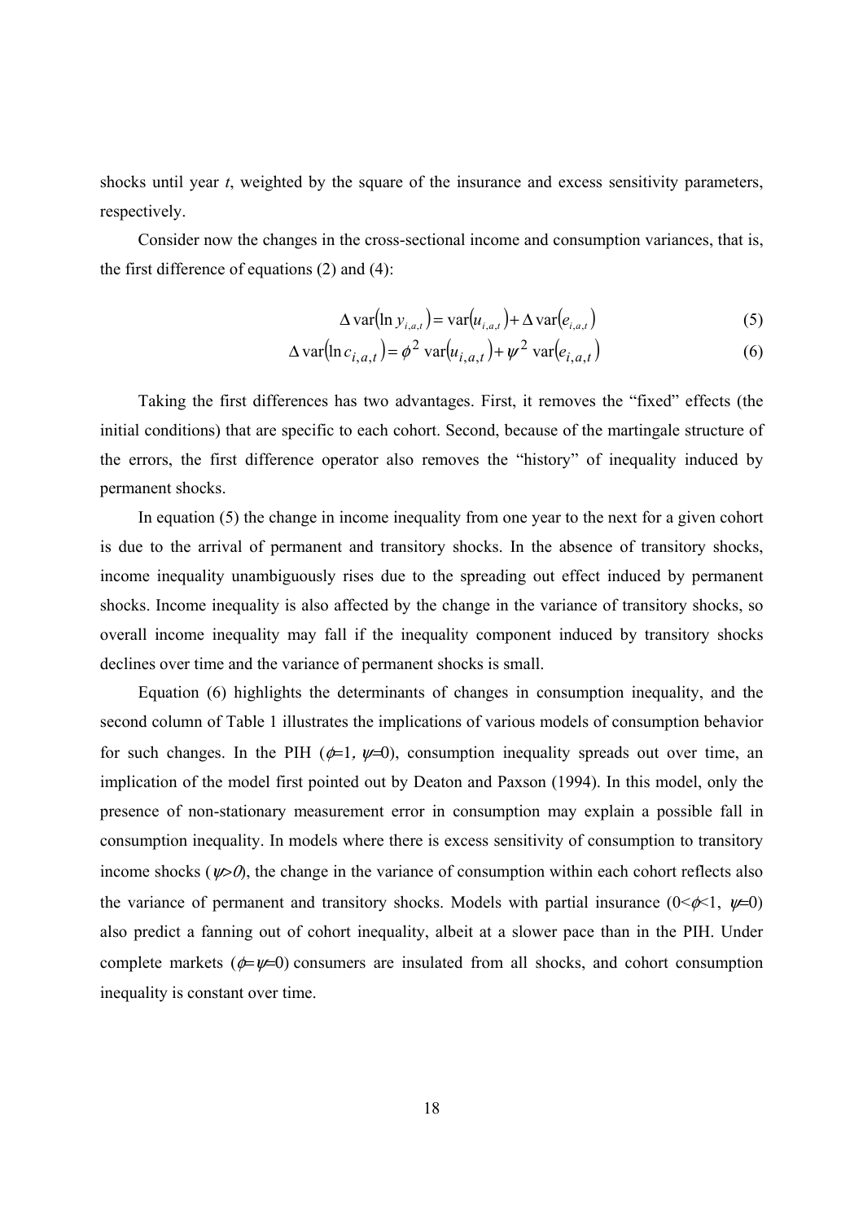shocks until year $t$, weighted by the square of the insurance and excess sensitivity parameters, respectively.

Consider now the changes in the cross-sectional income and consumption variances, that is, the first difference of equations (2) and (4):

$$\Delta \operatorname{var}(\ln y_{i,a,t}) = \operatorname{var}(u_{i,a,t}) + \Delta \operatorname{var}(e_{i,a,t}) \tag{5}$$

$$\Delta \operatorname{var}(\ln c_{i,a,t}) = \phi^2 \operatorname{var}(u_{i,a,t}) + \psi^2 \operatorname{var}(e_{i,a,t}) \tag{6}$$

Taking the first differences has two advantages. First, it removes the "fixed" effects (the initial conditions) that are specific to each cohort. Second, because of the martingale structure of the errors, the first difference operator also removes the "history" of inequality induced by permanent shocks.

In equation (5) the change in income inequality from one year to the next for a given cohort is due to the arrival of permanent and transitory shocks. In the absence of transitory shocks, income inequality unambiguously rises due to the spreading out effect induced by permanent shocks. Income inequality is also affected by the change in the variance of transitory shocks, so overall income inequality may fall if the inequality component induced by transitory shocks declines over time and the variance of permanent shocks is small.

Equation (6) highlights the determinants of changes in consumption inequality, and the second column of Table 1 illustrates the implications of various models of consumption behavior for such changes. In the PIH ($\phi$=1, $\psi$=0), consumption inequality spreads out over time, an implication of the model first pointed out by Deaton and Paxson (1994). In this model, only the presence of non-stationary measurement error in consumption may explain a possible fall in consumption inequality. In models where there is excess sensitivity of consumption to transitory income shocks ($\psi$>0), the change in the variance of consumption within each cohort reflects also the variance of permanent and transitory shocks. Models with partial insurance (0<$\phi$<1, $\psi$=0) also predict a fanning out of cohort inequality, albeit at a slower pace than in the PIH. Under complete markets ($\phi$=$\psi$=0) consumers are insulated from all shocks, and cohort consumption inequality is constant over time.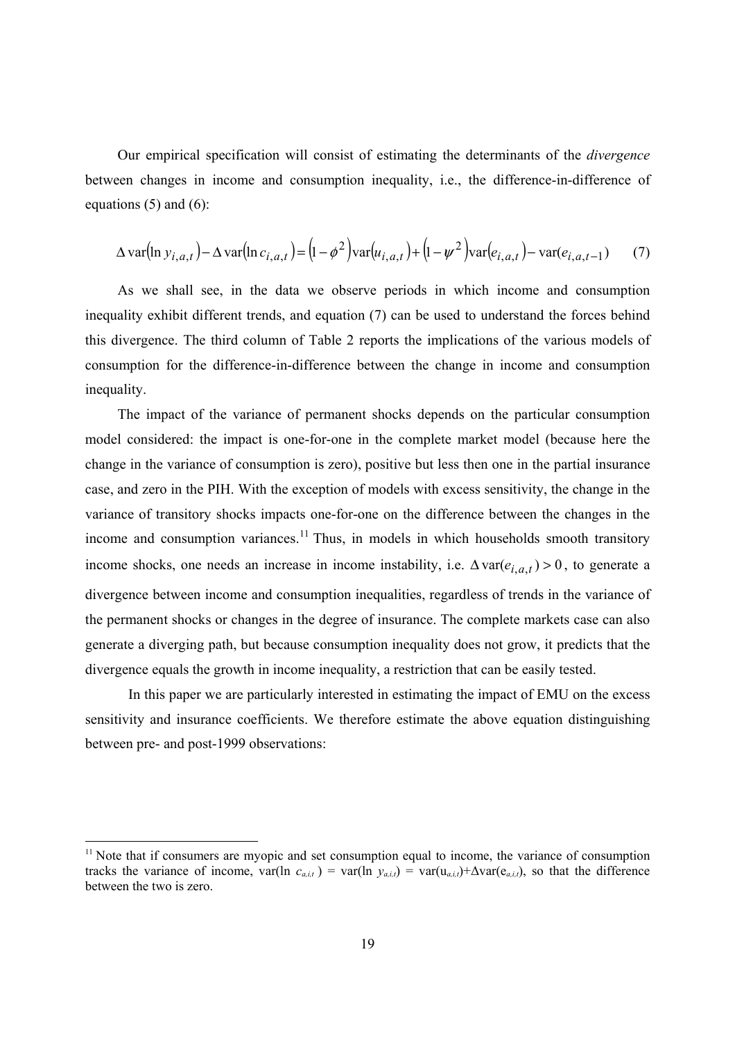Our empirical specification will consist of estimating the determinants of the *divergence* between changes in income and consumption inequality, i.e., the difference-in-difference of equations (5) and (6):

$$\Delta \operatorname{var}(\ln y_{i,a,t}) - \Delta \operatorname{var}(\ln c_{i,a,t}) = (1-\phi^2)\operatorname{var}(u_{i,a,t}) + (1-\psi^2)\operatorname{var}(e_{i,a,t}) - \operatorname{var}(e_{i,a,t-1}) \qquad (7)$$

As we shall see, in the data we observe periods in which income and consumption inequality exhibit different trends, and equation (7) can be used to understand the forces behind this divergence. The third column of Table 2 reports the implications of the various models of consumption for the difference-in-difference between the change in income and consumption inequality.

The impact of the variance of permanent shocks depends on the particular consumption model considered: the impact is one-for-one in the complete market model (because here the change in the variance of consumption is zero), positive but less then one in the partial insurance case, and zero in the PIH. With the exception of models with excess sensitivity, the change in the variance of transitory shocks impacts one-for-one on the difference between the changes in the income and consumption variances.[11] Thus, in models in which households smooth transitory income shocks, one needs an increase in income instability, i.e. $\Delta \operatorname{var}(e_{i,a,t}) > 0$, to generate a divergence between income and consumption inequalities, regardless of trends in the variance of the permanent shocks or changes in the degree of insurance. The complete markets case can also generate a diverging path, but because consumption inequality does not grow, it predicts that the divergence equals the growth in income inequality, a restriction that can be easily tested.

In this paper we are particularly interested in estimating the impact of EMU on the excess sensitivity and insurance coefficients. We therefore estimate the above equation distinguishing between pre- and post-1999 observations:

[11] Note that if consumers are myopic and set consumption equal to income, the variance of consumption tracks the variance of income, var(ln $c_{a,i,t}$ ) = var(ln $y_{a,i,t}$) = var($u_{a,i,t}$)+Δvar($e_{a,i,t}$), so that the difference between the two is zero.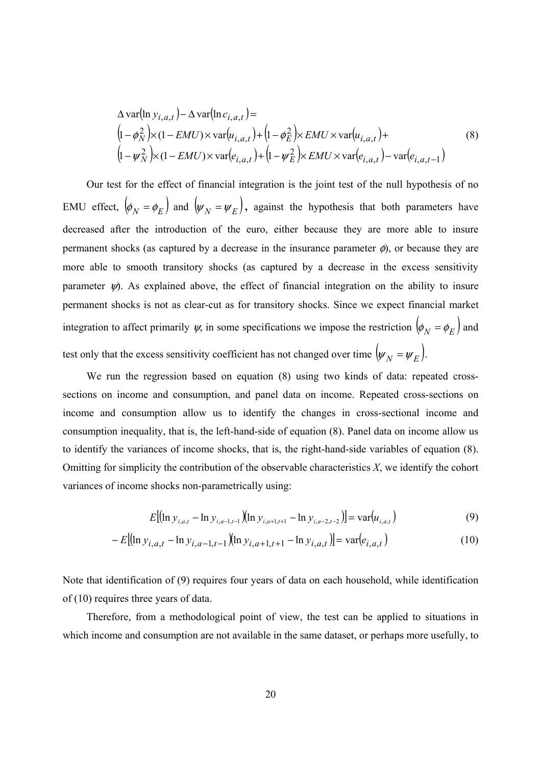$$
\begin{aligned}
&\Delta \operatorname{var}(\ln y_{i,a,t}) - \Delta \operatorname{var}(\ln c_{i,a,t}) = \\
&\left(1-\phi_N^2\right)\times(1-EMU)\times \operatorname{var}(u_{i,a,t}) + \left(1-\phi_E^2\right)\times EMU \times \operatorname{var}(u_{i,a,t}) + \\
&\left(1-\psi_N^2\right)\times(1-EMU)\times \operatorname{var}(e_{i,a,t}) + \left(1-\psi_E^2\right)\times EMU \times \operatorname{var}(e_{i,a,t}) - \operatorname{var}(e_{i,a,t-1})
\end{aligned}
\tag{8}
$$

Our test for the effect of financial integration is the joint test of the null hypothesis of no EMU effect, $(\phi_N = \phi_E)$ and $(\psi_N = \psi_E)$, against the hypothesis that both parameters have decreased after the introduction of the euro, either because they are more able to insure permanent shocks (as captured by a decrease in the insurance parameter $\phi$), or because they are more able to smooth transitory shocks (as captured by a decrease in the excess sensitivity parameter $\psi$). As explained above, the effect of financial integration on the ability to insure permanent shocks is not as clear-cut as for transitory shocks. Since we expect financial market integration to affect primarily $\psi$, in some specifications we impose the restriction $(\phi_N = \phi_E)$ and test only that the excess sensitivity coefficient has not changed over time $(\psi_N = \psi_E)$.

We run the regression based on equation (8) using two kinds of data: repeated cross-sections on income and consumption, and panel data on income. Repeated cross-sections on income and consumption allow us to identify the changes in cross-sectional income and consumption inequality, that is, the left-hand-side of equation (8). Panel data on income allow us to identify the variances of income shocks, that is, the right-hand-side variables of equation (8). Omitting for simplicity the contribution of the observable characteristics $X$, we identify the cohort variances of income shocks non-parametrically using:

$$
E\left[(\ln y_{i,a,t} - \ln y_{i,a-1,t-1})(\ln y_{i,a+1,t+1} - \ln y_{i,a-2,t-2})\right] = \operatorname{var}(u_{i,a,t}) \tag{9}
$$

$$
-E\left[(\ln y_{i,a,t} - \ln y_{i,a-1,t-1})(\ln y_{i,a+1,t+1} - \ln y_{i,a,t})\right] = \operatorname{var}(e_{i,a,t}) \tag{10}
$$

Note that identification of (9) requires four years of data on each household, while identification of (10) requires three years of data.

Therefore, from a methodological point of view, the test can be applied to situations in which income and consumption are not available in the same dataset, or perhaps more usefully, to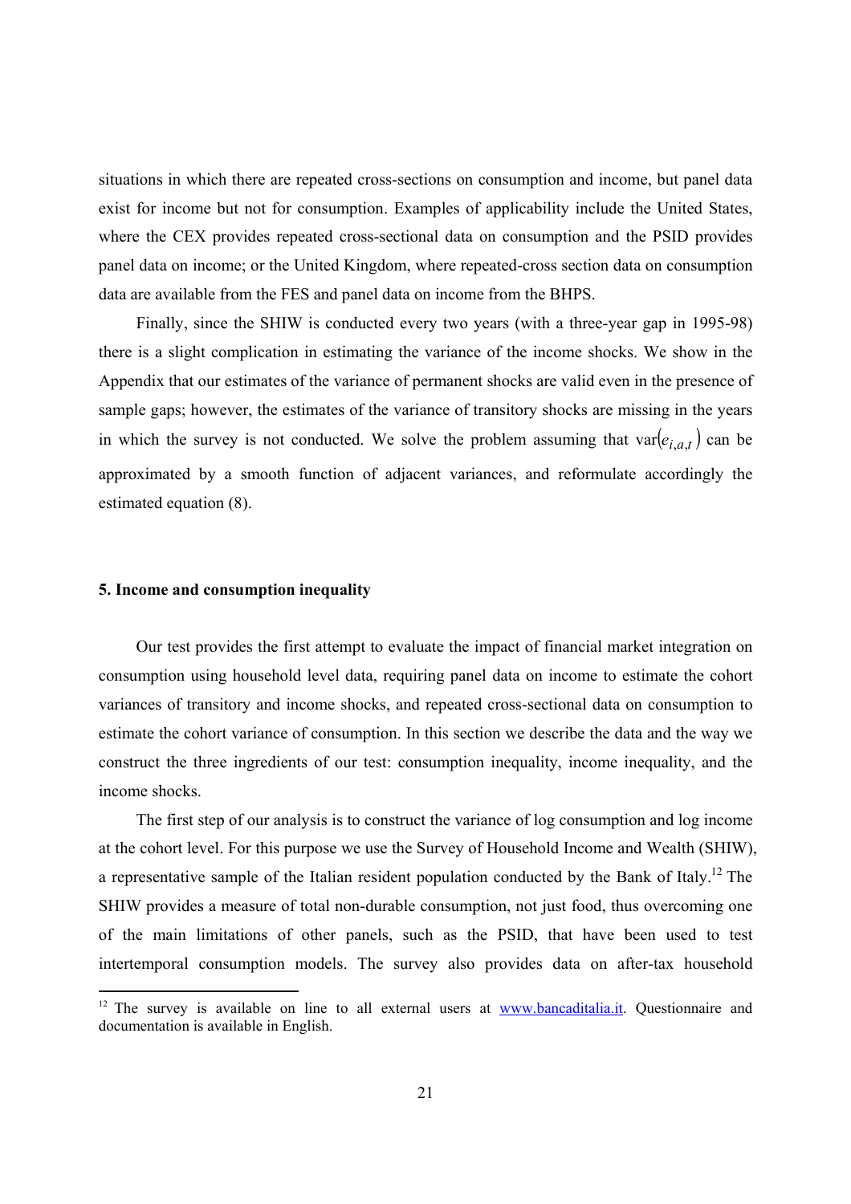situations in which there are repeated cross-sections on consumption and income, but panel data exist for income but not for consumption. Examples of applicability include the United States, where the CEX provides repeated cross-sectional data on consumption and the PSID provides panel data on income; or the United Kingdom, where repeated-cross section data on consumption data are available from the FES and panel data on income from the BHPS.

Finally, since the SHIW is conducted every two years (with a three-year gap in 1995-98) there is a slight complication in estimating the variance of the income shocks. We show in the Appendix that our estimates of the variance of permanent shocks are valid even in the presence of sample gaps; however, the estimates of the variance of transitory shocks are missing in the years in which the survey is not conducted. We solve the problem assuming that $\text{var}(e_{i,a,t})$ can be approximated by a smooth function of adjacent variances, and reformulate accordingly the estimated equation (8).

## 5. Income and consumption inequality

Our test provides the first attempt to evaluate the impact of financial market integration on consumption using household level data, requiring panel data on income to estimate the cohort variances of transitory and income shocks, and repeated cross-sectional data on consumption to estimate the cohort variance of consumption. In this section we describe the data and the way we construct the three ingredients of our test: consumption inequality, income inequality, and the income shocks.

The first step of our analysis is to construct the variance of log consumption and log income at the cohort level. For this purpose we use the Survey of Household Income and Wealth (SHIW), a representative sample of the Italian resident population conducted by the Bank of Italy.[12] The SHIW provides a measure of total non-durable consumption, not just food, thus overcoming one of the main limitations of other panels, such as the PSID, that have been used to test intertemporal consumption models. The survey also provides data on after-tax household

[12] The survey is available on line to all external users at www.bancaditalia.it. Questionnaire and documentation is available in English.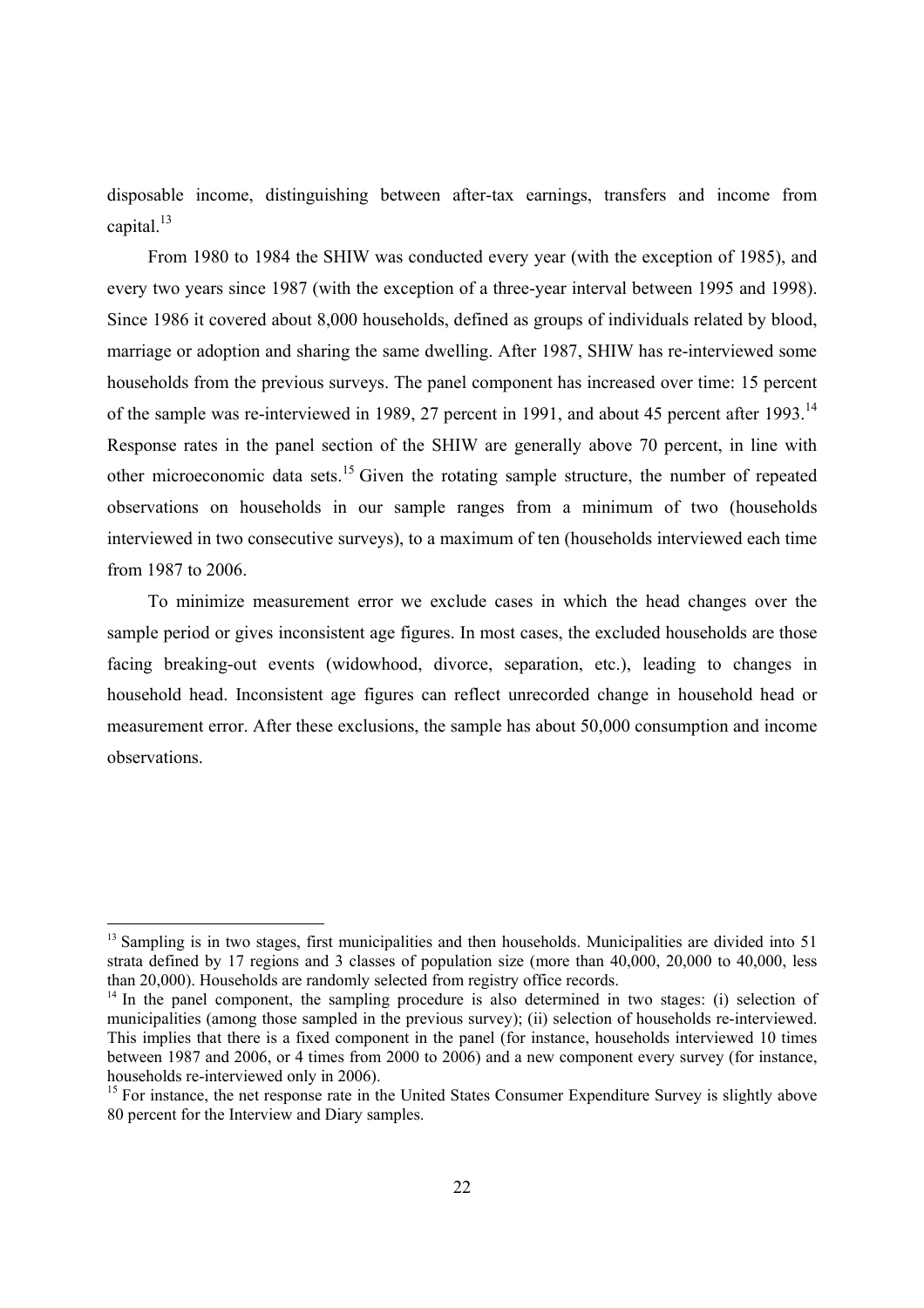disposable income, distinguishing between after-tax earnings, transfers and income from capital.[13]

From 1980 to 1984 the SHIW was conducted every year (with the exception of 1985), and every two years since 1987 (with the exception of a three-year interval between 1995 and 1998). Since 1986 it covered about 8,000 households, defined as groups of individuals related by blood, marriage or adoption and sharing the same dwelling. After 1987, SHIW has re-interviewed some households from the previous surveys. The panel component has increased over time: 15 percent of the sample was re-interviewed in 1989, 27 percent in 1991, and about 45 percent after 1993.[14] Response rates in the panel section of the SHIW are generally above 70 percent, in line with other microeconomic data sets.[15] Given the rotating sample structure, the number of repeated observations on households in our sample ranges from a minimum of two (households interviewed in two consecutive surveys), to a maximum of ten (households interviewed each time from 1987 to 2006.

To minimize measurement error we exclude cases in which the head changes over the sample period or gives inconsistent age figures. In most cases, the excluded households are those facing breaking-out events (widowhood, divorce, separation, etc.), leading to changes in household head. Inconsistent age figures can reflect unrecorded change in household head or measurement error. After these exclusions, the sample has about 50,000 consumption and income observations.

---

[13] Sampling is in two stages, first municipalities and then households. Municipalities are divided into 51 strata defined by 17 regions and 3 classes of population size (more than 40,000, 20,000 to 40,000, less than 20,000). Households are randomly selected from registry office records.

[14] In the panel component, the sampling procedure is also determined in two stages: (i) selection of municipalities (among those sampled in the previous survey); (ii) selection of households re-interviewed. This implies that there is a fixed component in the panel (for instance, households interviewed 10 times between 1987 and 2006, or 4 times from 2000 to 2006) and a new component every survey (for instance, households re-interviewed only in 2006).

[15] For instance, the net response rate in the United States Consumer Expenditure Survey is slightly above 80 percent for the Interview and Diary samples.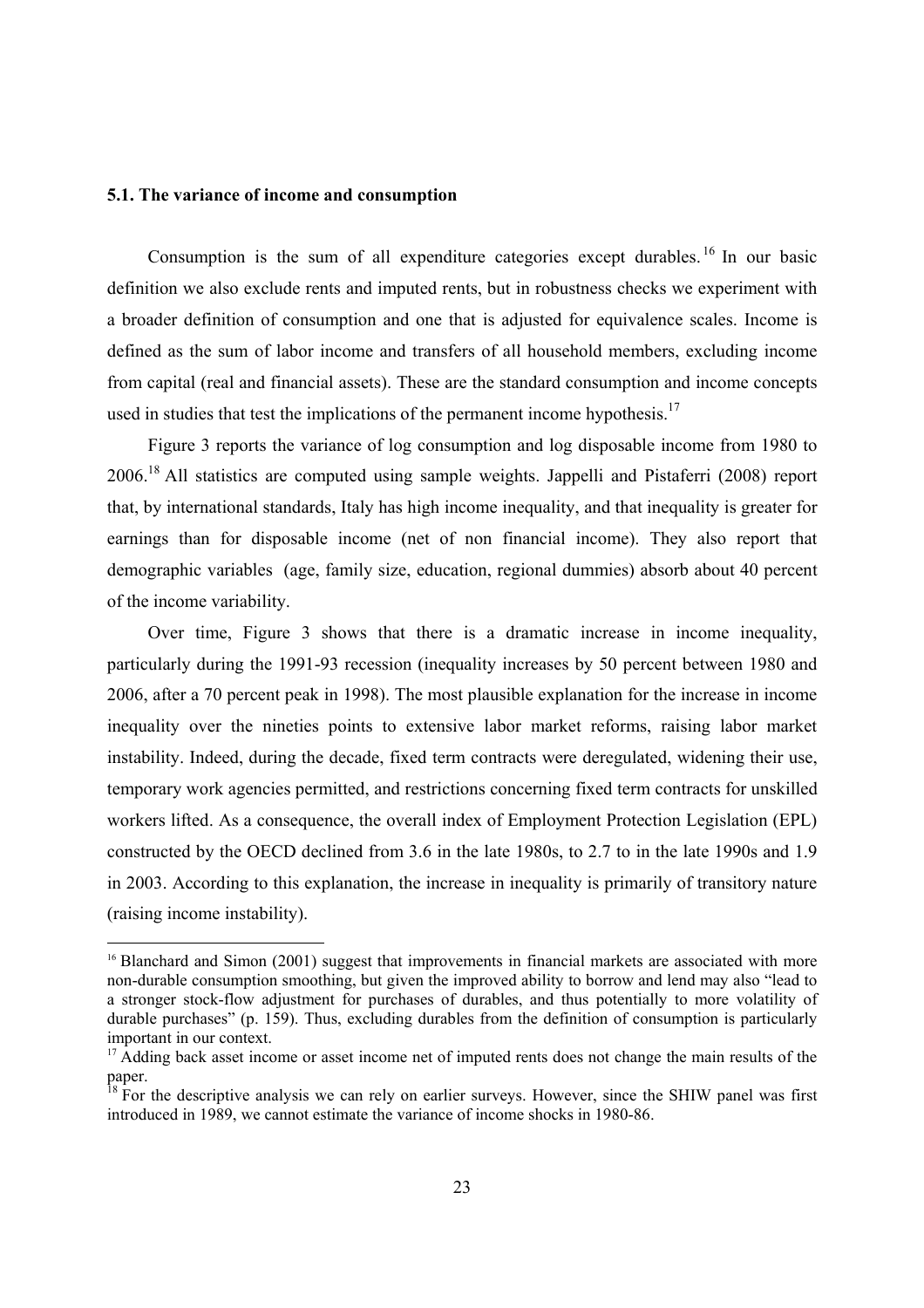### 5.1. The variance of income and consumption

Consumption is the sum of all expenditure categories except durables.[16] In our basic definition we also exclude rents and imputed rents, but in robustness checks we experiment with a broader definition of consumption and one that is adjusted for equivalence scales. Income is defined as the sum of labor income and transfers of all household members, excluding income from capital (real and financial assets). These are the standard consumption and income concepts used in studies that test the implications of the permanent income hypothesis.[17]

Figure 3 reports the variance of log consumption and log disposable income from 1980 to 2006.[18] All statistics are computed using sample weights. Jappelli and Pistaferri (2008) report that, by international standards, Italy has high income inequality, and that inequality is greater for earnings than for disposable income (net of non financial income). They also report that demographic variables (age, family size, education, regional dummies) absorb about 40 percent of the income variability.

Over time, Figure 3 shows that there is a dramatic increase in income inequality, particularly during the 1991-93 recession (inequality increases by 50 percent between 1980 and 2006, after a 70 percent peak in 1998). The most plausible explanation for the increase in income inequality over the nineties points to extensive labor market reforms, raising labor market instability. Indeed, during the decade, fixed term contracts were deregulated, widening their use, temporary work agencies permitted, and restrictions concerning fixed term contracts for unskilled workers lifted. As a consequence, the overall index of Employment Protection Legislation (EPL) constructed by the OECD declined from 3.6 in the late 1980s, to 2.7 to in the late 1990s and 1.9 in 2003. According to this explanation, the increase in inequality is primarily of transitory nature (raising income instability).

---

[16] Blanchard and Simon (2001) suggest that improvements in financial markets are associated with more non-durable consumption smoothing, but given the improved ability to borrow and lend may also "lead to a stronger stock-flow adjustment for purchases of durables, and thus potentially to more volatility of durable purchases" (p. 159). Thus, excluding durables from the definition of consumption is particularly important in our context.

[17] Adding back asset income or asset income net of imputed rents does not change the main results of the paper.

[18] For the descriptive analysis we can rely on earlier surveys. However, since the SHIW panel was first introduced in 1989, we cannot estimate the variance of income shocks in 1980-86.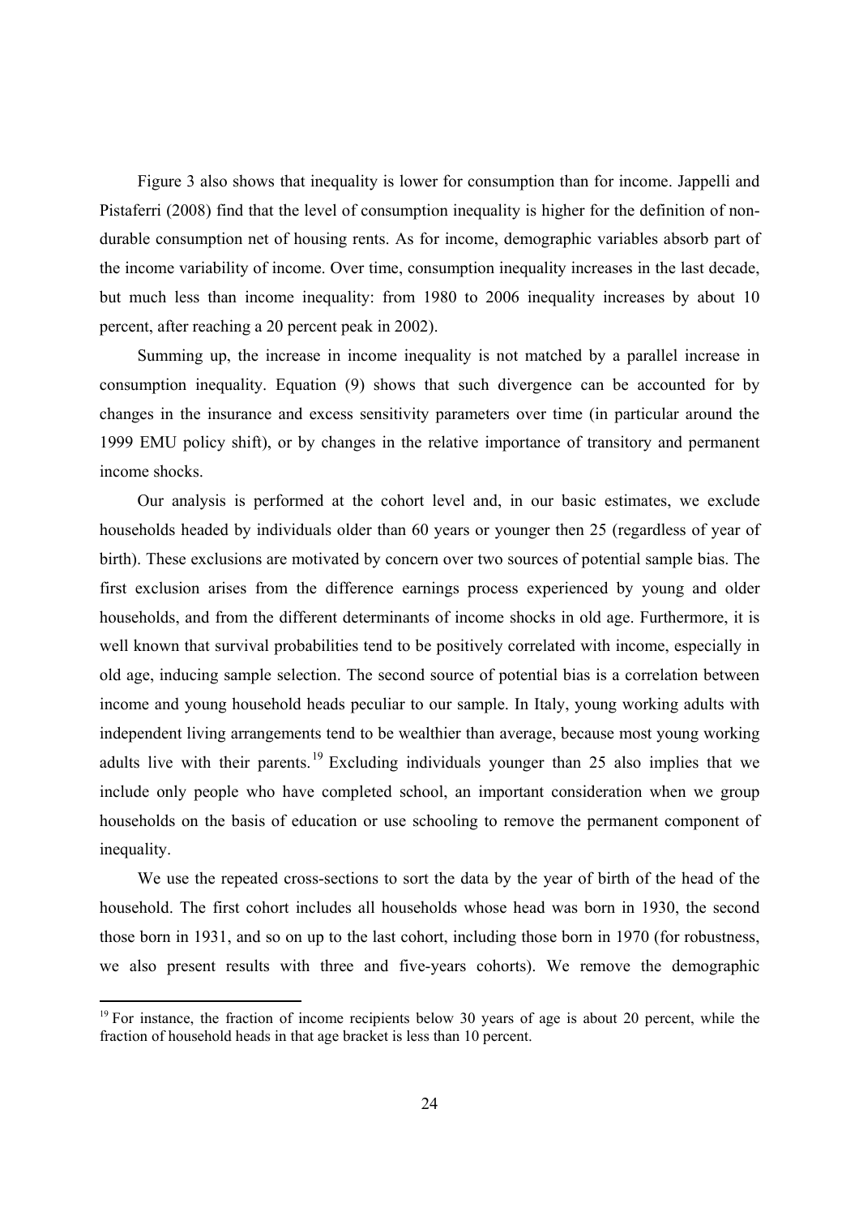Figure 3 also shows that inequality is lower for consumption than for income. Jappelli and Pistaferri (2008) find that the level of consumption inequality is higher for the definition of non-durable consumption net of housing rents. As for income, demographic variables absorb part of the income variability of income. Over time, consumption inequality increases in the last decade, but much less than income inequality: from 1980 to 2006 inequality increases by about 10 percent, after reaching a 20 percent peak in 2002).

Summing up, the increase in income inequality is not matched by a parallel increase in consumption inequality. Equation (9) shows that such divergence can be accounted for by changes in the insurance and excess sensitivity parameters over time (in particular around the 1999 EMU policy shift), or by changes in the relative importance of transitory and permanent income shocks.

Our analysis is performed at the cohort level and, in our basic estimates, we exclude households headed by individuals older than 60 years or younger then 25 (regardless of year of birth). These exclusions are motivated by concern over two sources of potential sample bias. The first exclusion arises from the difference earnings process experienced by young and older households, and from the different determinants of income shocks in old age. Furthermore, it is well known that survival probabilities tend to be positively correlated with income, especially in old age, inducing sample selection. The second source of potential bias is a correlation between income and young household heads peculiar to our sample. In Italy, young working adults with independent living arrangements tend to be wealthier than average, because most young working adults live with their parents.[19] Excluding individuals younger than 25 also implies that we include only people who have completed school, an important consideration when we group households on the basis of education or use schooling to remove the permanent component of inequality.

We use the repeated cross-sections to sort the data by the year of birth of the head of the household. The first cohort includes all households whose head was born in 1930, the second those born in 1931, and so on up to the last cohort, including those born in 1970 (for robustness, we also present results with three and five-years cohorts). We remove the demographic

[19] For instance, the fraction of income recipients below 30 years of age is about 20 percent, while the fraction of household heads in that age bracket is less than 10 percent.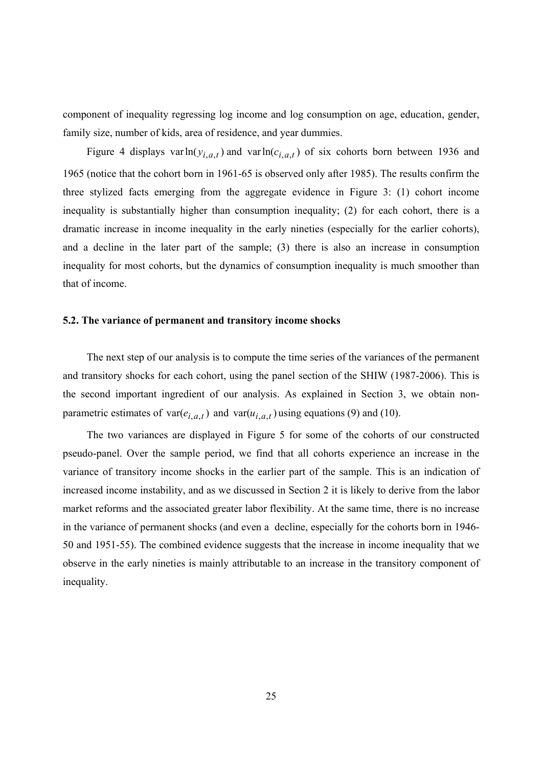component of inequality regressing log income and log consumption on age, education, gender, family size, number of kids, area of residence, and year dummies.

Figure 4 displays $\text{var}\ln(y_{i,a,t})$ and $\text{var}\ln(c_{i,a,t})$ of six cohorts born between 1936 and 1965 (notice that the cohort born in 1961-65 is observed only after 1985). The results confirm the three stylized facts emerging from the aggregate evidence in Figure 3: (1) cohort income inequality is substantially higher than consumption inequality; (2) for each cohort, there is a dramatic increase in income inequality in the early nineties (especially for the earlier cohorts), and a decline in the later part of the sample; (3) there is also an increase in consumption inequality for most cohorts, but the dynamics of consumption inequality is much smoother than that of income.

### 5.2. The variance of permanent and transitory income shocks

The next step of our analysis is to compute the time series of the variances of the permanent and transitory shocks for each cohort, using the panel section of the SHIW (1987-2006). This is the second important ingredient of our analysis. As explained in Section 3, we obtain non-parametric estimates of $\text{var}(e_{i,a,t})$ and $\text{var}(u_{i,a,t})$ using equations (9) and (10).

The two variances are displayed in Figure 5 for some of the cohorts of our constructed pseudo-panel. Over the sample period, we find that all cohorts experience an increase in the variance of transitory income shocks in the earlier part of the sample. This is an indication of increased income instability, and as we discussed in Section 2 it is likely to derive from the labor market reforms and the associated greater labor flexibility. At the same time, there is no increase in the variance of permanent shocks (and even a decline, especially for the cohorts born in 1946-50 and 1951-55). The combined evidence suggests that the increase in income inequality that we observe in the early nineties is mainly attributable to an increase in the transitory component of inequality.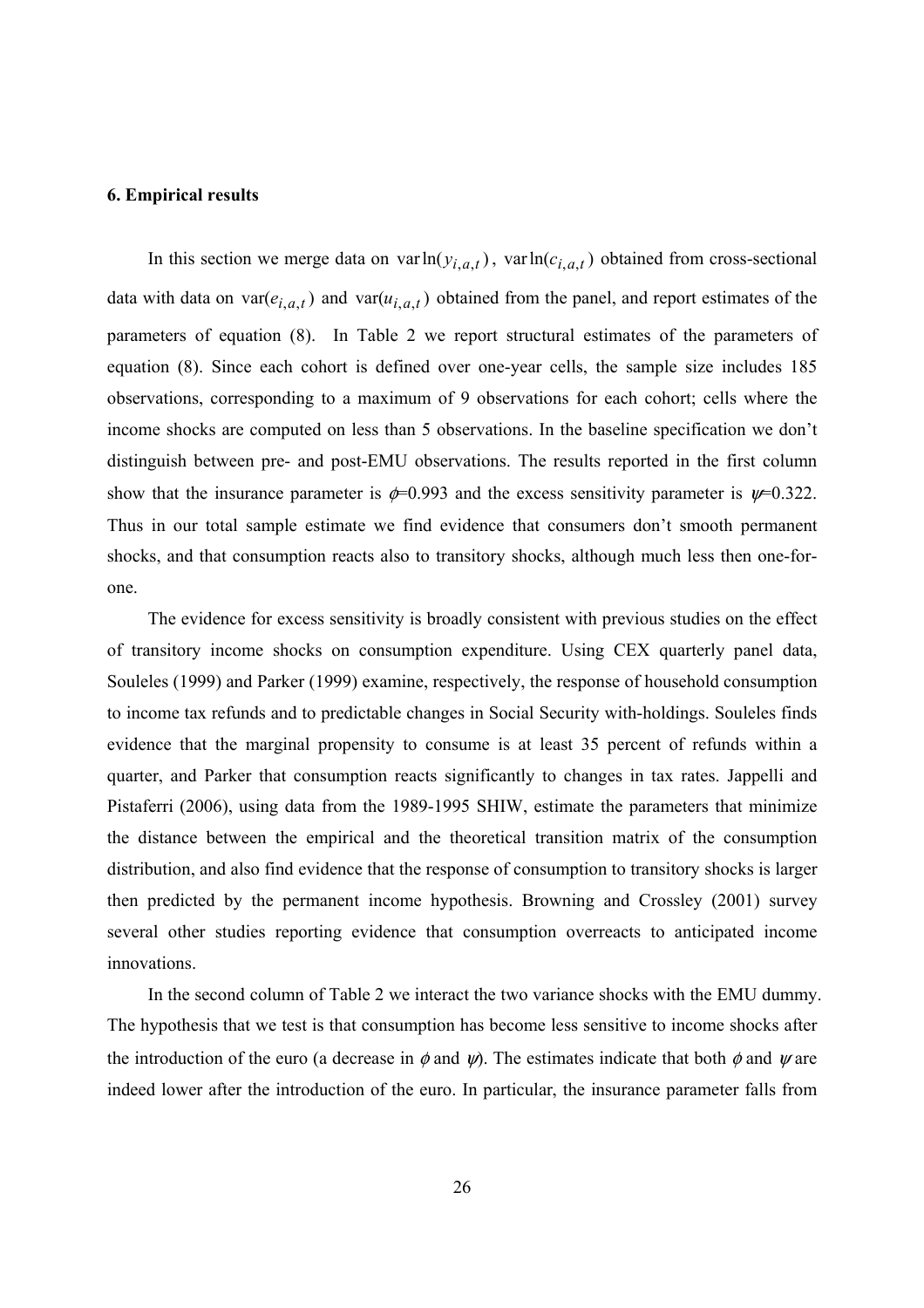### 6. Empirical results

In this section we merge data on $\text{var}\ln(y_{i,a,t})$, $\text{var}\ln(c_{i,a,t})$ obtained from cross-sectional data with data on $\text{var}(e_{i,a,t})$ and $\text{var}(u_{i,a,t})$ obtained from the panel, and report estimates of the parameters of equation (8). In Table 2 we report structural estimates of the parameters of equation (8). Since each cohort is defined over one-year cells, the sample size includes 185 observations, corresponding to a maximum of 9 observations for each cohort; cells where the income shocks are computed on less than 5 observations. In the baseline specification we don't distinguish between pre- and post-EMU observations. The results reported in the first column show that the insurance parameter is $\phi$=0.993 and the excess sensitivity parameter is $\psi$=0.322. Thus in our total sample estimate we find evidence that consumers don't smooth permanent shocks, and that consumption reacts also to transitory shocks, although much less then one-for-one.

The evidence for excess sensitivity is broadly consistent with previous studies on the effect of transitory income shocks on consumption expenditure. Using CEX quarterly panel data, Souleles (1999) and Parker (1999) examine, respectively, the response of household consumption to income tax refunds and to predictable changes in Social Security with-holdings. Souleles finds evidence that the marginal propensity to consume is at least 35 percent of refunds within a quarter, and Parker that consumption reacts significantly to changes in tax rates. Jappelli and Pistaferri (2006), using data from the 1989-1995 SHIW, estimate the parameters that minimize the distance between the empirical and the theoretical transition matrix of the consumption distribution, and also find evidence that the response of consumption to transitory shocks is larger then predicted by the permanent income hypothesis. Browning and Crossley (2001) survey several other studies reporting evidence that consumption overreacts to anticipated income innovations.

In the second column of Table 2 we interact the two variance shocks with the EMU dummy. The hypothesis that we test is that consumption has become less sensitive to income shocks after the introduction of the euro (a decrease in $\phi$ and $\psi$). The estimates indicate that both $\phi$ and $\psi$ are indeed lower after the introduction of the euro. In particular, the insurance parameter falls from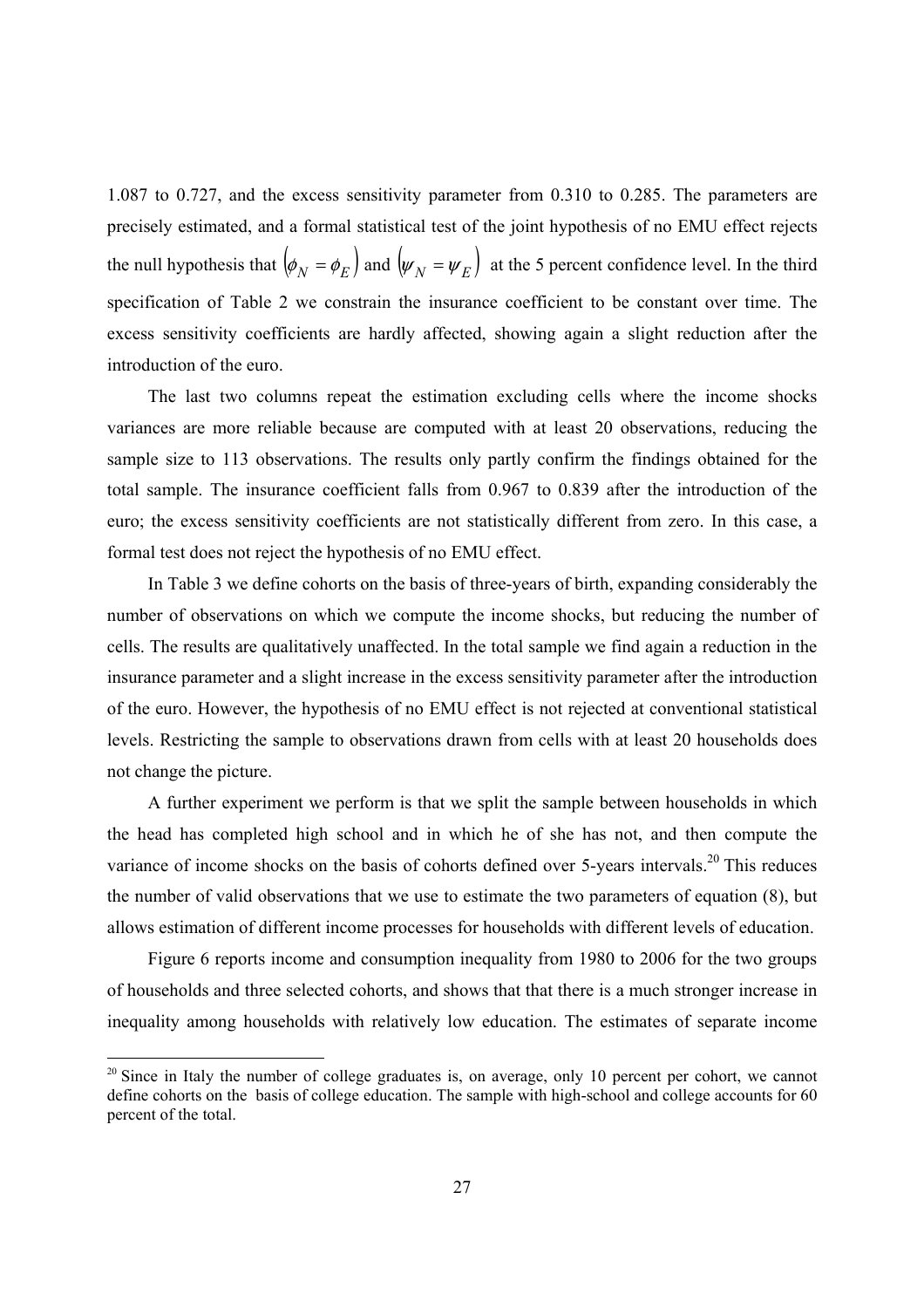1.087 to 0.727, and the excess sensitivity parameter from 0.310 to 0.285. The parameters are precisely estimated, and a formal statistical test of the joint hypothesis of no EMU effect rejects the null hypothesis that $(\phi_N = \phi_E)$ and $(\psi_N = \psi_E)$ at the 5 percent confidence level. In the third specification of Table 2 we constrain the insurance coefficient to be constant over time. The excess sensitivity coefficients are hardly affected, showing again a slight reduction after the introduction of the euro.

The last two columns repeat the estimation excluding cells where the income shocks variances are more reliable because are computed with at least 20 observations, reducing the sample size to 113 observations. The results only partly confirm the findings obtained for the total sample. The insurance coefficient falls from 0.967 to 0.839 after the introduction of the euro; the excess sensitivity coefficients are not statistically different from zero. In this case, a formal test does not reject the hypothesis of no EMU effect.

In Table 3 we define cohorts on the basis of three-years of birth, expanding considerably the number of observations on which we compute the income shocks, but reducing the number of cells. The results are qualitatively unaffected. In the total sample we find again a reduction in the insurance parameter and a slight increase in the excess sensitivity parameter after the introduction of the euro. However, the hypothesis of no EMU effect is not rejected at conventional statistical levels. Restricting the sample to observations drawn from cells with at least 20 households does not change the picture.

A further experiment we perform is that we split the sample between households in which the head has completed high school and in which he of she has not, and then compute the variance of income shocks on the basis of cohorts defined over 5-years intervals.[20] This reduces the number of valid observations that we use to estimate the two parameters of equation (8), but allows estimation of different income processes for households with different levels of education.

Figure 6 reports income and consumption inequality from 1980 to 2006 for the two groups of households and three selected cohorts, and shows that that there is a much stronger increase in inequality among households with relatively low education. The estimates of separate income

[20] Since in Italy the number of college graduates is, on average, only 10 percent per cohort, we cannot define cohorts on the basis of college education. The sample with high-school and college accounts for 60 percent of the total.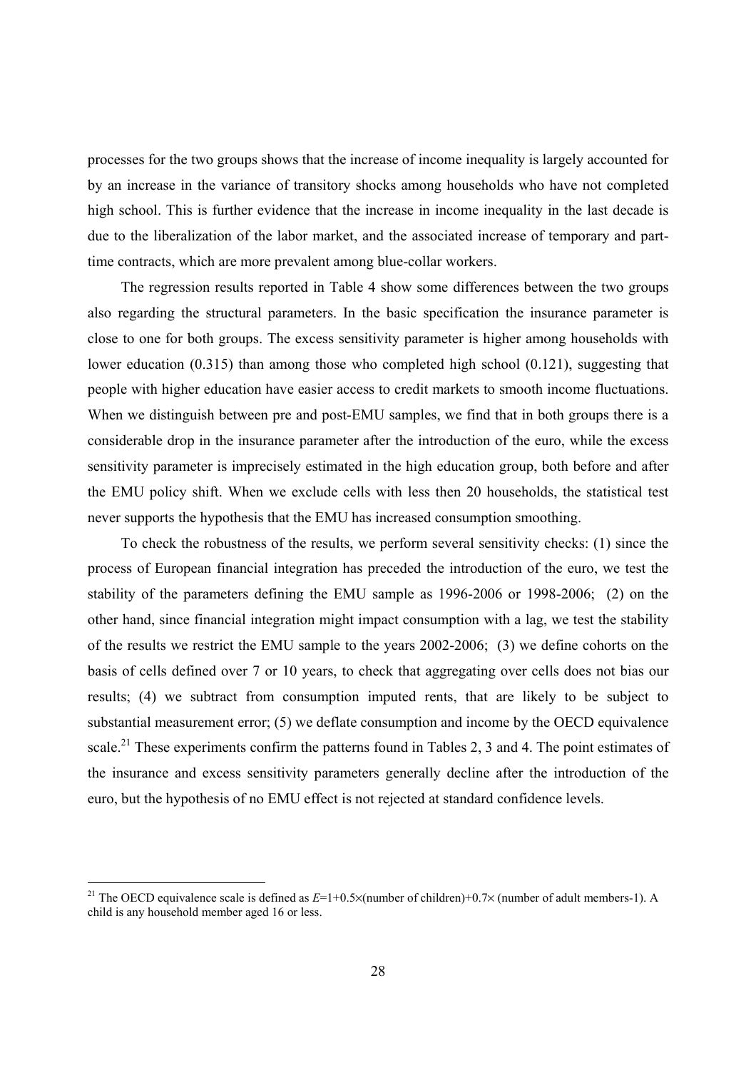processes for the two groups shows that the increase of income inequality is largely accounted for by an increase in the variance of transitory shocks among households who have not completed high school. This is further evidence that the increase in income inequality in the last decade is due to the liberalization of the labor market, and the associated increase of temporary and part-time contracts, which are more prevalent among blue-collar workers.

The regression results reported in Table 4 show some differences between the two groups also regarding the structural parameters. In the basic specification the insurance parameter is close to one for both groups. The excess sensitivity parameter is higher among households with lower education (0.315) than among those who completed high school (0.121), suggesting that people with higher education have easier access to credit markets to smooth income fluctuations. When we distinguish between pre and post-EMU samples, we find that in both groups there is a considerable drop in the insurance parameter after the introduction of the euro, while the excess sensitivity parameter is imprecisely estimated in the high education group, both before and after the EMU policy shift. When we exclude cells with less then 20 households, the statistical test never supports the hypothesis that the EMU has increased consumption smoothing.

To check the robustness of the results, we perform several sensitivity checks: (1) since the process of European financial integration has preceded the introduction of the euro, we test the stability of the parameters defining the EMU sample as 1996-2006 or 1998-2006; (2) on the other hand, since financial integration might impact consumption with a lag, we test the stability of the results we restrict the EMU sample to the years 2002-2006; (3) we define cohorts on the basis of cells defined over 7 or 10 years, to check that aggregating over cells does not bias our results; (4) we subtract from consumption imputed rents, that are likely to be subject to substantial measurement error; (5) we deflate consumption and income by the OECD equivalence scale.[21] These experiments confirm the patterns found in Tables 2, 3 and 4. The point estimates of the insurance and excess sensitivity parameters generally decline after the introduction of the euro, but the hypothesis of no EMU effect is not rejected at standard confidence levels.

---

[21] The OECD equivalence scale is defined as $E=1+0.5\times$(number of children)$+0.7\times$ (number of adult members-1). A child is any household member aged 16 or less.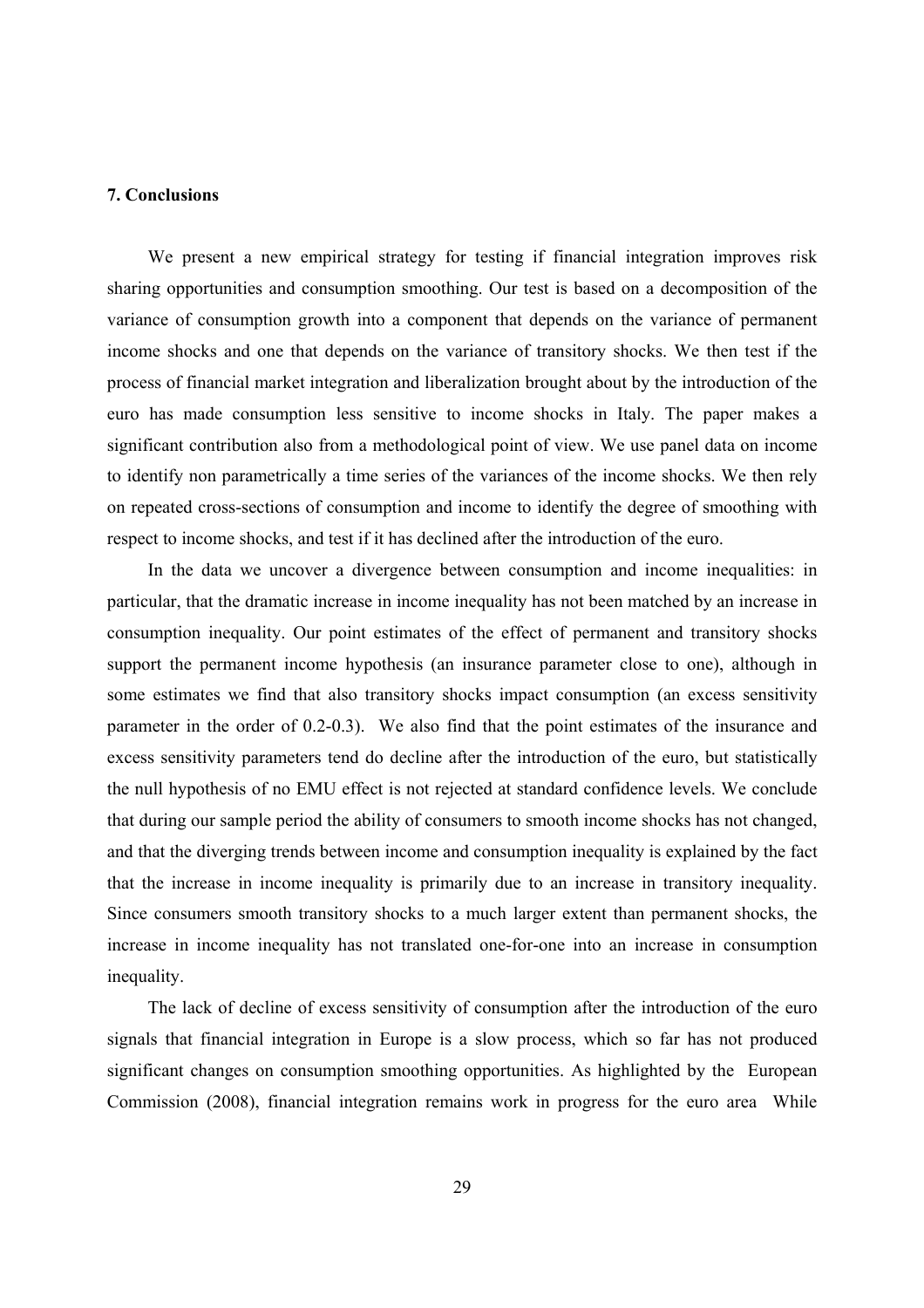## 7. Conclusions

We present a new empirical strategy for testing if financial integration improves risk sharing opportunities and consumption smoothing. Our test is based on a decomposition of the variance of consumption growth into a component that depends on the variance of permanent income shocks and one that depends on the variance of transitory shocks. We then test if the process of financial market integration and liberalization brought about by the introduction of the euro has made consumption less sensitive to income shocks in Italy. The paper makes a significant contribution also from a methodological point of view. We use panel data on income to identify non parametrically a time series of the variances of the income shocks. We then rely on repeated cross-sections of consumption and income to identify the degree of smoothing with respect to income shocks, and test if it has declined after the introduction of the euro.

In the data we uncover a divergence between consumption and income inequalities: in particular, that the dramatic increase in income inequality has not been matched by an increase in consumption inequality. Our point estimates of the effect of permanent and transitory shocks support the permanent income hypothesis (an insurance parameter close to one), although in some estimates we find that also transitory shocks impact consumption (an excess sensitivity parameter in the order of 0.2-0.3). We also find that the point estimates of the insurance and excess sensitivity parameters tend do decline after the introduction of the euro, but statistically the null hypothesis of no EMU effect is not rejected at standard confidence levels. We conclude that during our sample period the ability of consumers to smooth income shocks has not changed, and that the diverging trends between income and consumption inequality is explained by the fact that the increase in income inequality is primarily due to an increase in transitory inequality. Since consumers smooth transitory shocks to a much larger extent than permanent shocks, the increase in income inequality has not translated one-for-one into an increase in consumption inequality.

The lack of decline of excess sensitivity of consumption after the introduction of the euro signals that financial integration in Europe is a slow process, which so far has not produced significant changes on consumption smoothing opportunities. As highlighted by the European Commission (2008), financial integration remains work in progress for the euro area While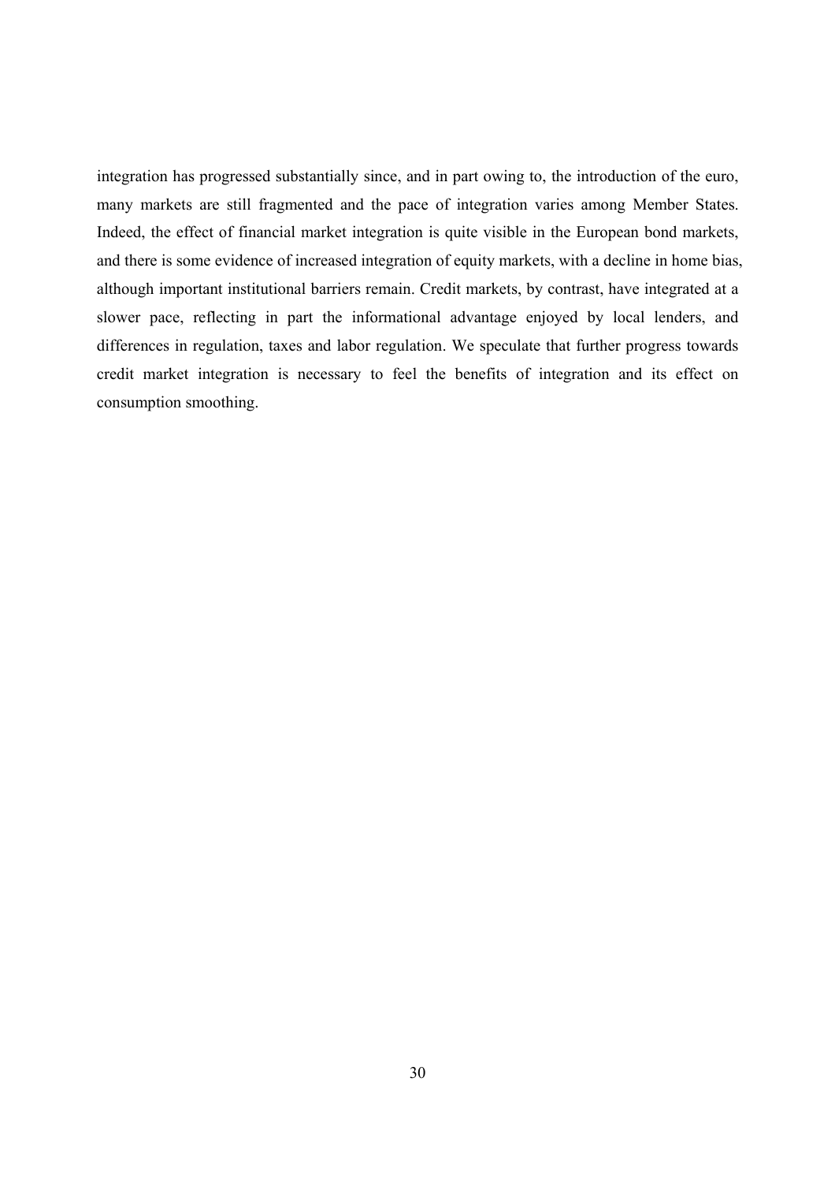integration has progressed substantially since, and in part owing to, the introduction of the euro, many markets are still fragmented and the pace of integration varies among Member States. Indeed, the effect of financial market integration is quite visible in the European bond markets, and there is some evidence of increased integration of equity markets, with a decline in home bias, although important institutional barriers remain. Credit markets, by contrast, have integrated at a slower pace, reflecting in part the informational advantage enjoyed by local lenders, and differences in regulation, taxes and labor regulation. We speculate that further progress towards credit market integration is necessary to feel the benefits of integration and its effect on consumption smoothing.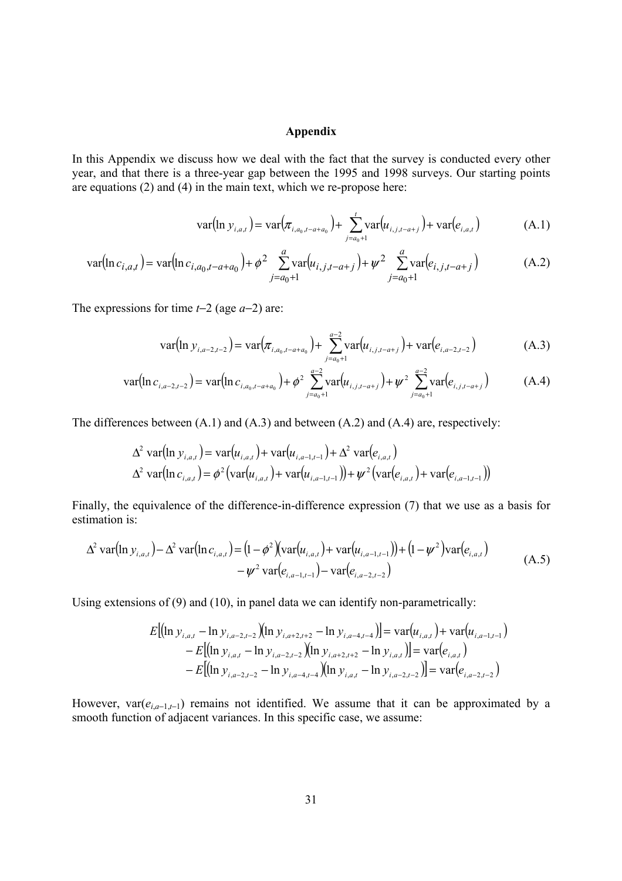## Appendix

In this Appendix we discuss how we deal with the fact that the survey is conducted every other year, and that there is a three-year gap between the 1995 and 1998 surveys. Our starting points are equations (2) and (4) in the main text, which we re-propose here:

$$\operatorname{var}(\ln y_{i,a,t}) = \operatorname{var}(\pi_{i,a_0,t-a+a_0}) + \sum_{j=a_0+1}^{t} \operatorname{var}(u_{i,j,t-a+j}) + \operatorname{var}(e_{i,a,t}) \tag{A.1}$$

$$\operatorname{var}(\ln c_{i,a,t}) = \operatorname{var}(\ln c_{i,a_0,t-a+a_0}) + \phi^2 \sum_{j=a_0+1}^{a} \operatorname{var}(u_{i,j,t-a+j}) + \psi^2 \sum_{j=a_0+1}^{a} \operatorname{var}(e_{i,j,t-a+j}) \tag{A.2}$$

The expressions for time $t-2$ (age $a-2$) are:

$$\operatorname{var}(\ln y_{i,a-2,t-2}) = \operatorname{var}(\pi_{i,a_0,t-a+a_0}) + \sum_{j=a_0+1}^{a-2} \operatorname{var}(u_{i,j,t-a+j}) + \operatorname{var}(e_{i,a-2,t-2}) \tag{A.3}$$

$$\operatorname{var}(\ln c_{i,a-2,t-2}) = \operatorname{var}(\ln c_{i,a_0,t-a+a_0}) + \phi^2 \sum_{j=a_0+1}^{a-2} \operatorname{var}(u_{i,j,t-a+j}) + \psi^2 \sum_{j=a_0+1}^{a-2} \operatorname{var}(e_{i,j,t-a+j}) \tag{A.4}$$

The differences between (A.1) and (A.3) and between (A.2) and (A.4) are, respectively:

$$\Delta^2 \operatorname{var}(\ln y_{i,a,t}) = \operatorname{var}(u_{i,a,t}) + \operatorname{var}(u_{i,a-1,t-1}) + \Delta^2 \operatorname{var}(e_{i,a,t})$$

$$\Delta^2 \operatorname{var}(\ln c_{i,a,t}) = \phi^2 \left(\operatorname{var}(u_{i,a,t}) + \operatorname{var}(u_{i,a-1,t-1})\right) + \psi^2 \left(\operatorname{var}(e_{i,a,t}) + \operatorname{var}(e_{i,a-1,t-1})\right)$$

Finally, the equivalence of the difference-in-difference expression (7) that we use as a basis for estimation is:

$$\begin{aligned}\Delta^2 \operatorname{var}(\ln y_{i,a,t}) - \Delta^2 \operatorname{var}(\ln c_{i,a,t}) = {} & (1-\phi^2)\left(\operatorname{var}(u_{i,a,t}) + \operatorname{var}(u_{i,a-1,t-1})\right) + (1-\psi^2)\operatorname{var}(e_{i,a,t}) \\ & - \psi^2 \operatorname{var}(e_{i,a-1,t-1}) - \operatorname{var}(e_{i,a-2,t-2})\end{aligned} \tag{A.5}$$

Using extensions of (9) and (10), in panel data we can identify non-parametrically:

$$E\left[(\ln y_{i,a,t} - \ln y_{i,a-2,t-2})(\ln y_{i,a+2,t+2} - \ln y_{i,a-4,t-4})\right] = \operatorname{var}(u_{i,a,t}) + \operatorname{var}(u_{i,a-1,t-1})$$

$$-E\left[(\ln y_{i,a,t} - \ln y_{i,a-2,t-2})(\ln y_{i,a+2,t+2} - \ln y_{i,a,t})\right] = \operatorname{var}(e_{i,a,t})$$

$$-E\left[(\ln y_{i,a-2,t-2} - \ln y_{i,a-4,t-4})(\ln y_{i,a,t} - \ln y_{i,a-2,t-2})\right] = \operatorname{var}(e_{i,a-2,t-2})$$

However, $\operatorname{var}(e_{i,a-1,t-1})$ remains not identified. We assume that it can be approximated by a smooth function of adjacent variances. In this specific case, we assume: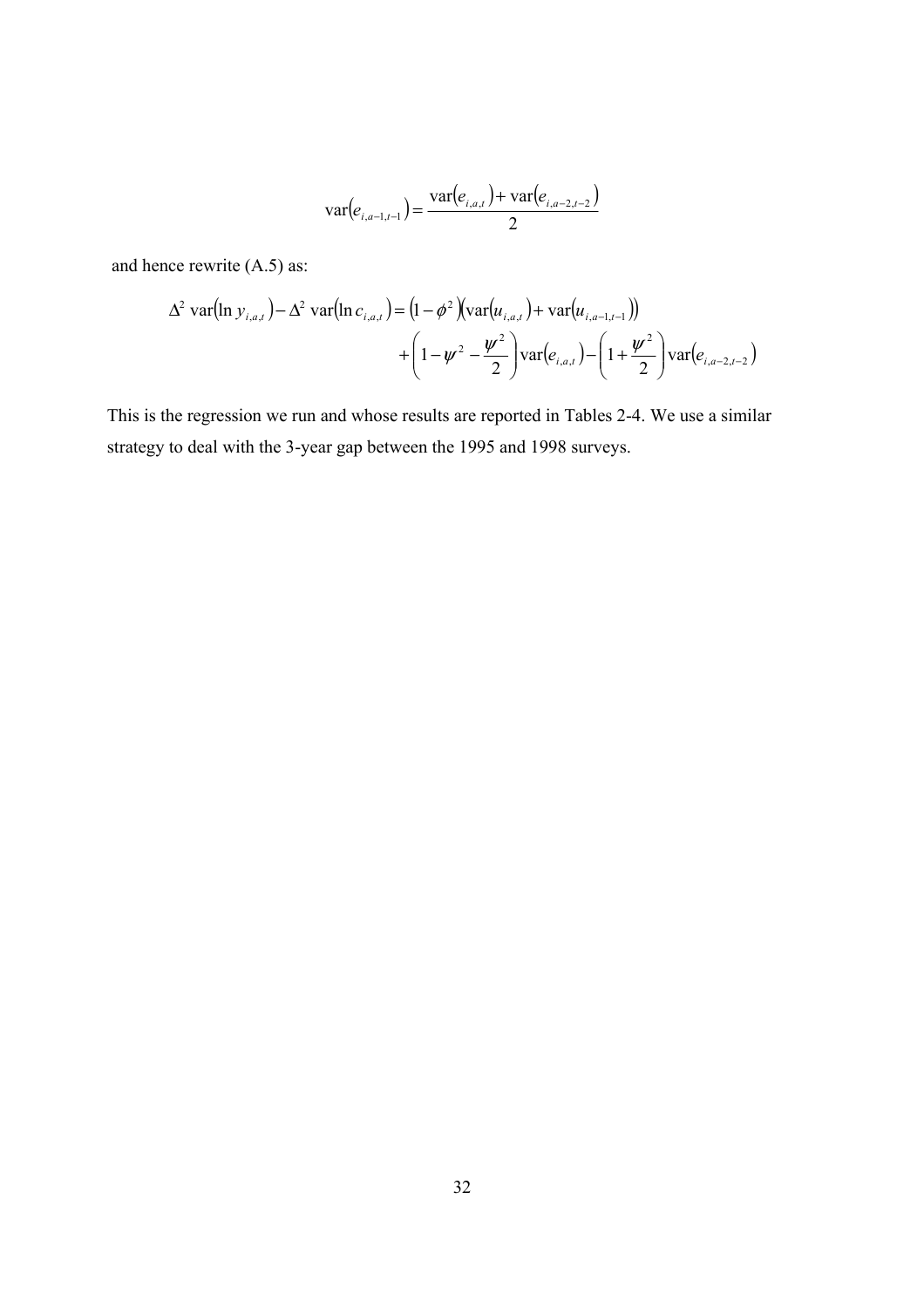$$\text{var}(e_{i,a-1,t-1}) = \frac{\text{var}(e_{i,a,t}) + \text{var}(e_{i,a-2,t-2})}{2}$$

and hence rewrite (A.5) as:

$$\Delta^2 \text{var}(\ln y_{i,a,t}) - \Delta^2 \text{var}(\ln c_{i,a,t}) = (1-\phi^2)(\text{var}(u_{i,a,t}) + \text{var}(u_{i,a-1,t-1})) + \left(1 - \psi^2 - \frac{\psi^2}{2}\right)\text{var}(e_{i,a,t}) - \left(1 + \frac{\psi^2}{2}\right)\text{var}(e_{i,a-2,t-2})$$

This is the regression we run and whose results are reported in Tables 2-4. We use a similar strategy to deal with the 3-year gap between the 1995 and 1998 surveys.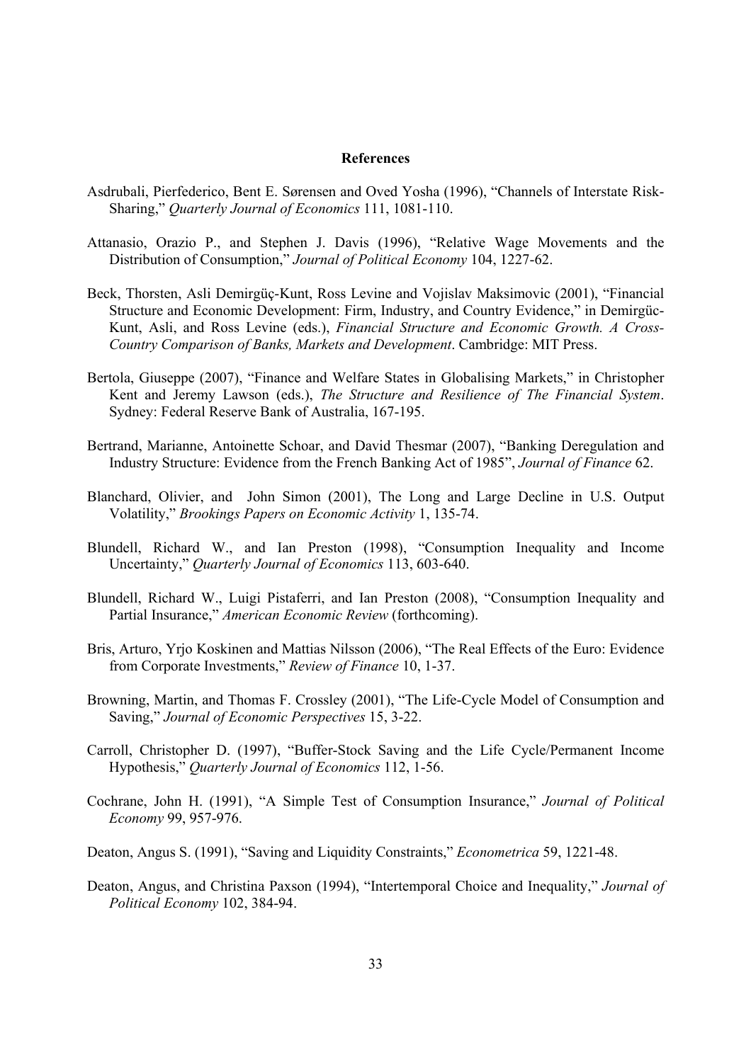## References

Asdrubali, Pierfederico, Bent E. Sørensen and Oved Yosha (1996), "Channels of Interstate Risk-Sharing," *Quarterly Journal of Economics* 111, 1081-110.

Attanasio, Orazio P., and Stephen J. Davis (1996), "Relative Wage Movements and the Distribution of Consumption," *Journal of Political Economy* 104, 1227-62.

Beck, Thorsten, Asli Demirgüç-Kunt, Ross Levine and Vojislav Maksimovic (2001), "Financial Structure and Economic Development: Firm, Industry, and Country Evidence," in Demirgüc-Kunt, Asli, and Ross Levine (eds.), *Financial Structure and Economic Growth. A Cross-Country Comparison of Banks, Markets and Development*. Cambridge: MIT Press.

Bertola, Giuseppe (2007), "Finance and Welfare States in Globalising Markets," in Christopher Kent and Jeremy Lawson (eds.), *The Structure and Resilience of The Financial System*. Sydney: Federal Reserve Bank of Australia, 167-195.

Bertrand, Marianne, Antoinette Schoar, and David Thesmar (2007), "Banking Deregulation and Industry Structure: Evidence from the French Banking Act of 1985", *Journal of Finance* 62.

Blanchard, Olivier, and John Simon (2001), The Long and Large Decline in U.S. Output Volatility," *Brookings Papers on Economic Activity* 1, 135-74.

Blundell, Richard W., and Ian Preston (1998), "Consumption Inequality and Income Uncertainty," *Quarterly Journal of Economics* 113, 603-640.

Blundell, Richard W., Luigi Pistaferri, and Ian Preston (2008), "Consumption Inequality and Partial Insurance," *American Economic Review* (forthcoming).

Bris, Arturo, Yrjo Koskinen and Mattias Nilsson (2006), "The Real Effects of the Euro: Evidence from Corporate Investments," *Review of Finance* 10, 1-37.

Browning, Martin, and Thomas F. Crossley (2001), "The Life-Cycle Model of Consumption and Saving," *Journal of Economic Perspectives* 15, 3-22.

Carroll, Christopher D. (1997), "Buffer-Stock Saving and the Life Cycle/Permanent Income Hypothesis," *Quarterly Journal of Economics* 112, 1-56.

Cochrane, John H. (1991), "A Simple Test of Consumption Insurance," *Journal of Political Economy* 99, 957-976.

Deaton, Angus S. (1991), "Saving and Liquidity Constraints," *Econometrica* 59, 1221-48.

Deaton, Angus, and Christina Paxson (1994), "Intertemporal Choice and Inequality," *Journal of Political Economy* 102, 384-94.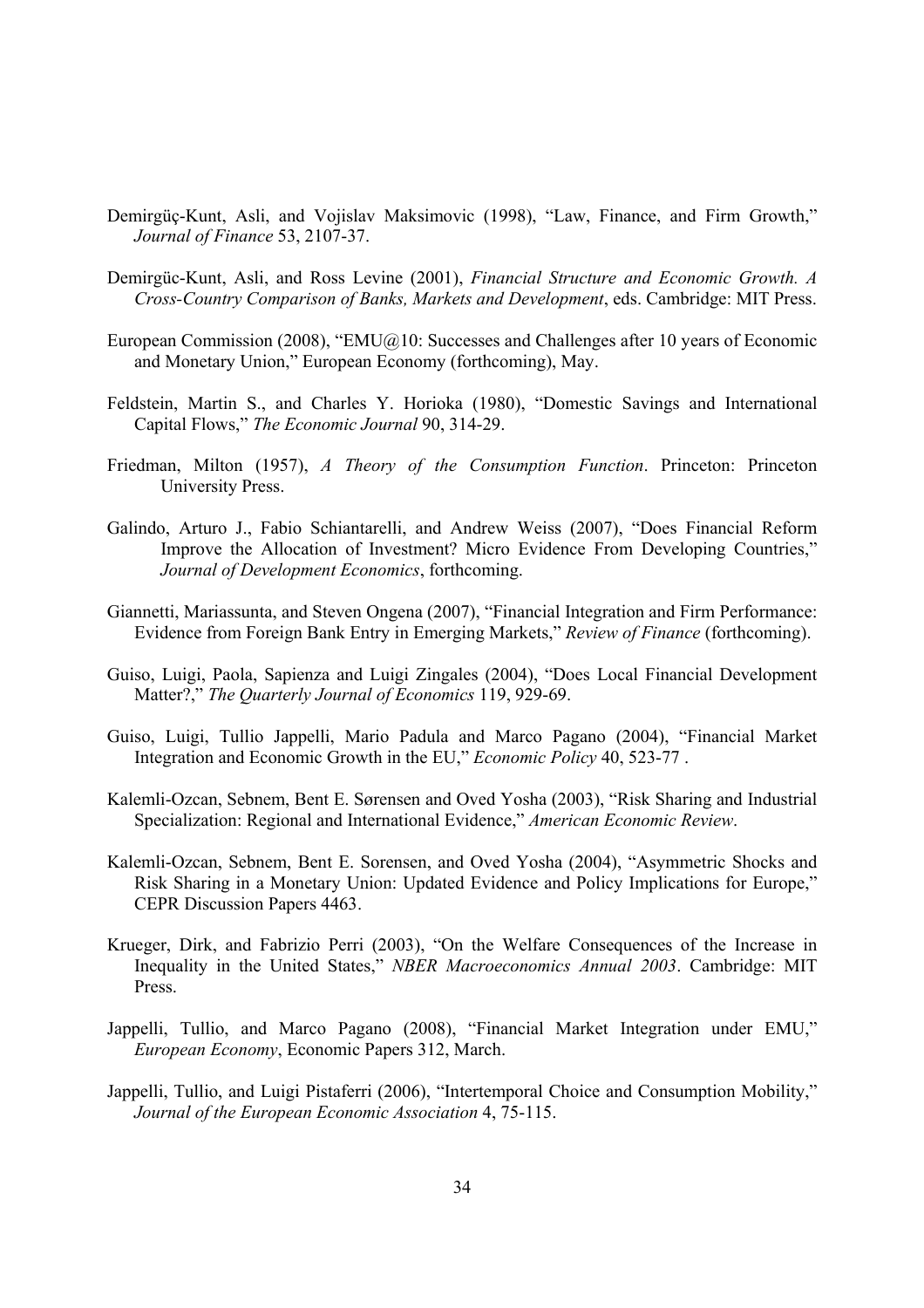Demirgüç-Kunt, Asli, and Vojislav Maksimovic (1998), "Law, Finance, and Firm Growth," *Journal of Finance* 53, 2107-37.

Demirgüc-Kunt, Asli, and Ross Levine (2001), *Financial Structure and Economic Growth. A Cross-Country Comparison of Banks, Markets and Development*, eds. Cambridge: MIT Press.

European Commission (2008), "EMU@10: Successes and Challenges after 10 years of Economic and Monetary Union," European Economy (forthcoming), May.

Feldstein, Martin S., and Charles Y. Horioka (1980), "Domestic Savings and International Capital Flows," *The Economic Journal* 90, 314-29.

Friedman, Milton (1957), *A Theory of the Consumption Function*. Princeton: Princeton University Press.

Galindo, Arturo J., Fabio Schiantarelli, and Andrew Weiss (2007), "Does Financial Reform Improve the Allocation of Investment? Micro Evidence From Developing Countries," *Journal of Development Economics*, forthcoming.

Giannetti, Mariassunta, and Steven Ongena (2007), "Financial Integration and Firm Performance: Evidence from Foreign Bank Entry in Emerging Markets," *Review of Finance* (forthcoming).

Guiso, Luigi, Paola, Sapienza and Luigi Zingales (2004), "Does Local Financial Development Matter?," *The Quarterly Journal of Economics* 119, 929-69.

Guiso, Luigi, Tullio Jappelli, Mario Padula and Marco Pagano (2004), "Financial Market Integration and Economic Growth in the EU," *Economic Policy* 40, 523-77 .

Kalemli-Ozcan, Sebnem, Bent E. Sørensen and Oved Yosha (2003), "Risk Sharing and Industrial Specialization: Regional and International Evidence," *American Economic Review*.

Kalemli-Ozcan, Sebnem, Bent E. Sorensen, and Oved Yosha (2004), "Asymmetric Shocks and Risk Sharing in a Monetary Union: Updated Evidence and Policy Implications for Europe," CEPR Discussion Papers 4463.

Krueger, Dirk, and Fabrizio Perri (2003), "On the Welfare Consequences of the Increase in Inequality in the United States," *NBER Macroeconomics Annual 2003*. Cambridge: MIT Press.

Jappelli, Tullio, and Marco Pagano (2008), "Financial Market Integration under EMU," *European Economy*, Economic Papers 312, March.

Jappelli, Tullio, and Luigi Pistaferri (2006), "Intertemporal Choice and Consumption Mobility," *Journal of the European Economic Association* 4, 75-115.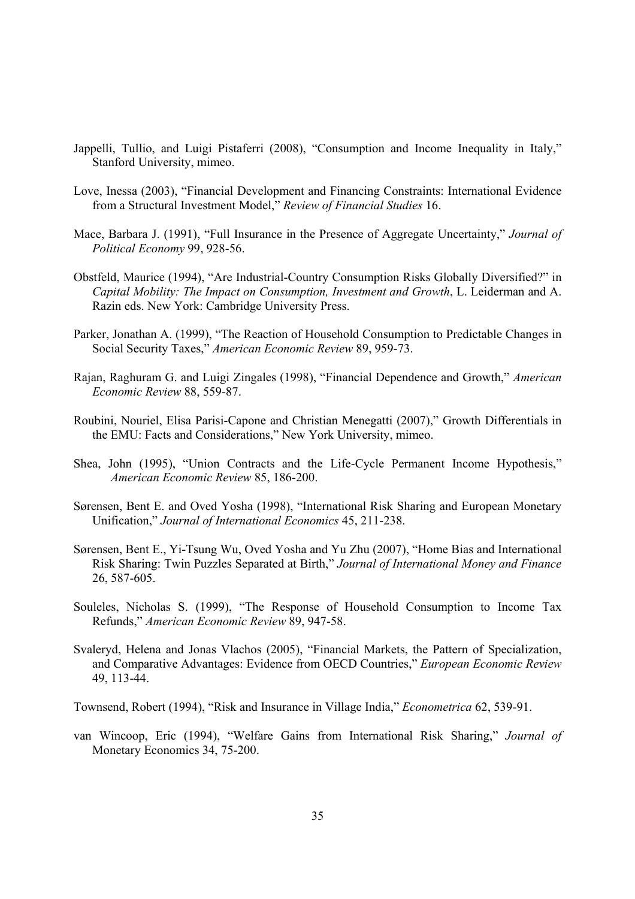Jappelli, Tullio, and Luigi Pistaferri (2008), "Consumption and Income Inequality in Italy," Stanford University, mimeo.

Love, Inessa (2003), "Financial Development and Financing Constraints: International Evidence from a Structural Investment Model," *Review of Financial Studies* 16.

Mace, Barbara J. (1991), "Full Insurance in the Presence of Aggregate Uncertainty," *Journal of Political Economy* 99, 928-56.

Obstfeld, Maurice (1994), "Are Industrial-Country Consumption Risks Globally Diversified?" in *Capital Mobility: The Impact on Consumption, Investment and Growth*, L. Leiderman and A. Razin eds. New York: Cambridge University Press.

Parker, Jonathan A. (1999), "The Reaction of Household Consumption to Predictable Changes in Social Security Taxes," *American Economic Review* 89, 959-73.

Rajan, Raghuram G. and Luigi Zingales (1998), "Financial Dependence and Growth," *American Economic Review* 88, 559-87.

Roubini, Nouriel, Elisa Parisi-Capone and Christian Menegatti (2007)," Growth Differentials in the EMU: Facts and Considerations," New York University, mimeo.

Shea, John (1995), "Union Contracts and the Life-Cycle Permanent Income Hypothesis," *American Economic Review* 85, 186-200.

Sørensen, Bent E. and Oved Yosha (1998), "International Risk Sharing and European Monetary Unification," *Journal of International Economics* 45, 211-238.

Sørensen, Bent E., Yi-Tsung Wu, Oved Yosha and Yu Zhu (2007), "Home Bias and International Risk Sharing: Twin Puzzles Separated at Birth," *Journal of International Money and Finance* 26, 587-605.

Souleles, Nicholas S. (1999), "The Response of Household Consumption to Income Tax Refunds," *American Economic Review* 89, 947-58.

Svaleryd, Helena and Jonas Vlachos (2005), "Financial Markets, the Pattern of Specialization, and Comparative Advantages: Evidence from OECD Countries," *European Economic Review* 49, 113-44.

Townsend, Robert (1994), "Risk and Insurance in Village India," *Econometrica* 62, 539-91.

van Wincoop, Eric (1994), "Welfare Gains from International Risk Sharing," *Journal of* Monetary Economics 34, 75-200.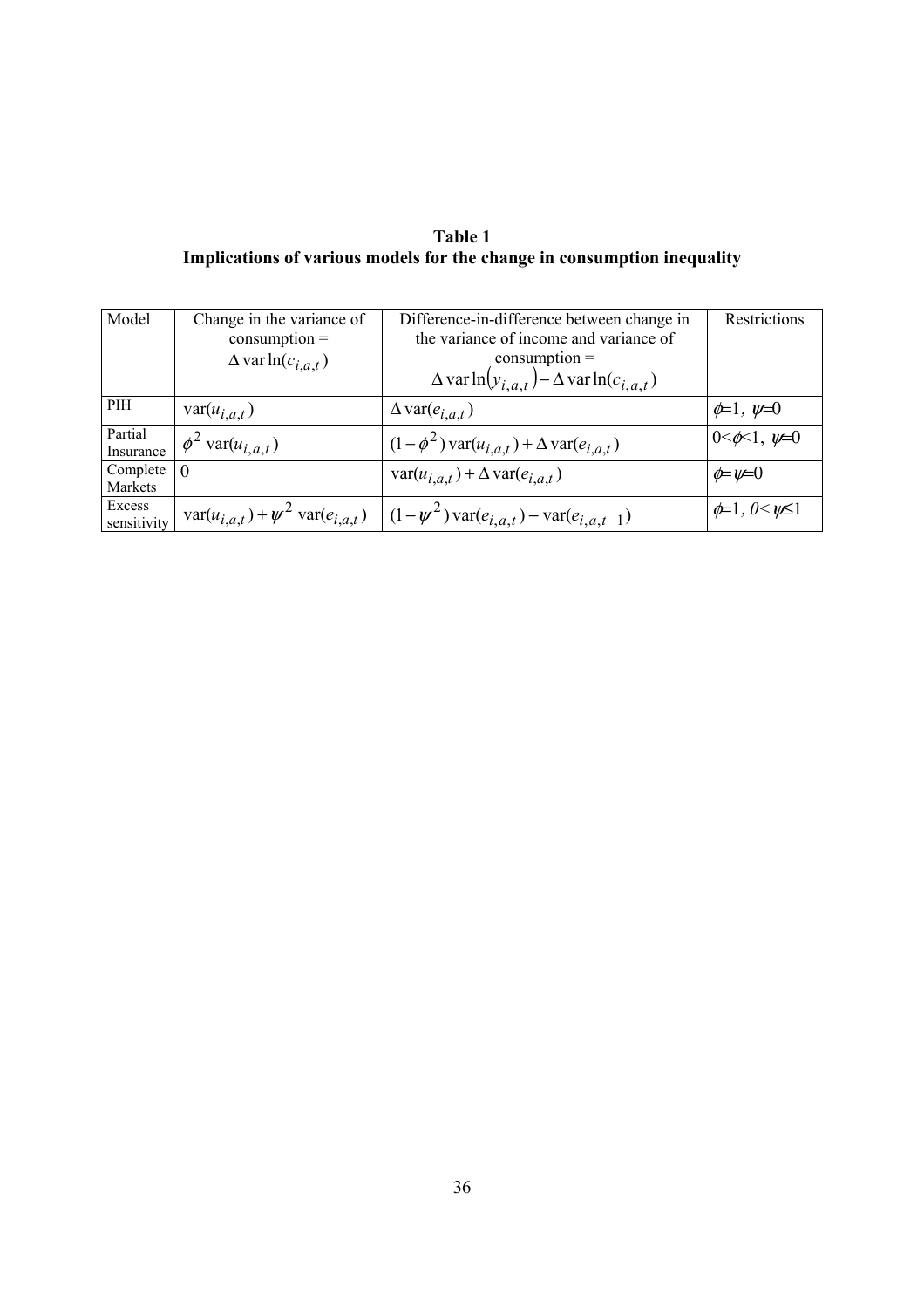**Table 1**
**Implications of various models for the change in consumption inequality**

| Model | Change in the variance of consumption = $\Delta \operatorname{var} \ln(c_{i,a,t})$ | Difference-in-difference between change in the variance of income and variance of consumption = $\Delta \operatorname{var} \ln(y_{i,a,t}) - \Delta \operatorname{var} \ln(c_{i,a,t})$ | Restrictions |
|---|---|---|---|
| PIH | $\operatorname{var}(u_{i,a,t})$ | $\Delta \operatorname{var}(e_{i,a,t})$ | $\phi=1,\ \psi=0$ |
| Partial Insurance | $\phi^2 \operatorname{var}(u_{i,a,t})$ | $(1-\phi^2)\operatorname{var}(u_{i,a,t}) + \Delta \operatorname{var}(e_{i,a,t})$ | $0<\phi<1,\ \psi=0$ |
| Complete Markets | 0 | $\operatorname{var}(u_{i,a,t}) + \Delta \operatorname{var}(e_{i,a,t})$ | $\phi=\psi=0$ |
| Excess sensitivity | $\operatorname{var}(u_{i,a,t}) + \psi^2 \operatorname{var}(e_{i,a,t})$ | $(1-\psi^2)\operatorname{var}(e_{i,a,t}) - \operatorname{var}(e_{i,a,t-1})$ | $\phi=1,\ 0<\psi\leq 1$ |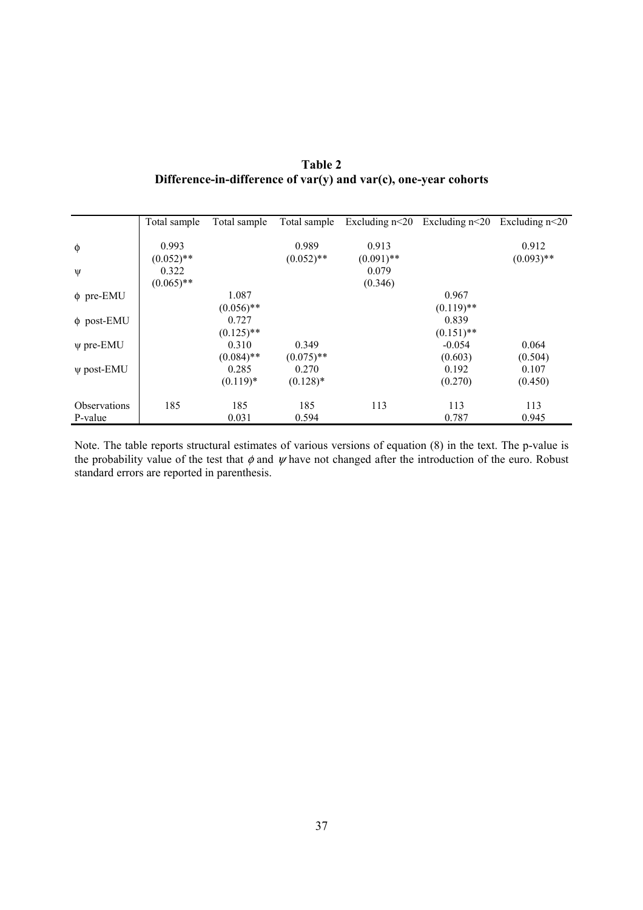**Table 2**
**Difference-in-difference of var(y) and var(c), one-year cohorts**

| | Total sample | Total sample | Total sample | Excluding n<20 | Excluding n<20 | Excluding n<20 |
|---|---|---|---|---|---|---|
| $\phi$ | 0.993 | | 0.989 | 0.913 | | 0.912 |
| | (0.052)** | | (0.052)** | (0.091)** | | (0.093)** |
| $\psi$ | 0.322 | | | 0.079 | | |
| | (0.065)** | | | (0.346) | | |
| $\phi$ pre-EMU | | 1.087 | | | 0.967 | |
| | | (0.056)** | | | (0.119)** | |
| $\phi$ post-EMU | | 0.727 | | | 0.839 | |
| | | (0.125)** | | | (0.151)** | |
| $\psi$ pre-EMU | | 0.310 | 0.349 | | -0.054 | 0.064 |
| | | (0.084)** | (0.075)** | | (0.603) | (0.504) |
| $\psi$ post-EMU | | 0.285 | 0.270 | | 0.192 | 0.107 |
| | | (0.119)* | (0.128)* | | (0.270) | (0.450) |
| Observations | 185 | 185 | 185 | 113 | 113 | 113 |
| P-value | | 0.031 | 0.594 | | 0.787 | 0.945 |

Note. The table reports structural estimates of various versions of equation (8) in the text. The p-value is the probability value of the test that $\phi$ and $\psi$ have not changed after the introduction of the euro. Robust standard errors are reported in parenthesis.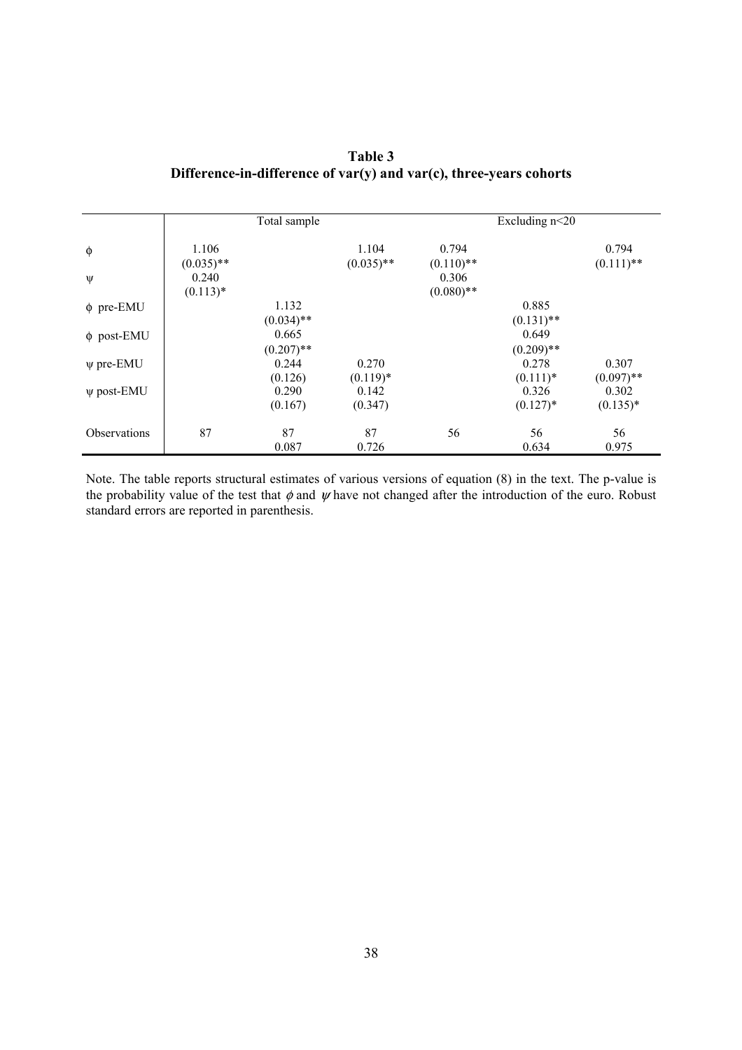**Table 3**
**Difference-in-difference of var(y) and var(c), three-years cohorts**

| | Total sample | | | Excluding n<20 | | |
|---|---|---|---|---|---|---|
| $\phi$ | 1.106<br>(0.035)** | | 1.104<br>(0.035)** | 0.794<br>(0.110)** | | 0.794<br>(0.111)** |
| $\psi$ | 0.240<br>(0.113)* | | | 0.306<br>(0.080)** | | |
| $\phi$ pre-EMU | | 1.132<br>(0.034)** | | | 0.885<br>(0.131)** | |
| $\phi$ post-EMU | | 0.665<br>(0.207)** | | | 0.649<br>(0.209)** | |
| $\psi$ pre-EMU | | 0.244<br>(0.126) | 0.270<br>(0.119)* | | 0.278<br>(0.111)* | 0.307<br>(0.097)** |
| $\psi$ post-EMU | | 0.290<br>(0.167) | 0.142<br>(0.347) | | 0.326<br>(0.127)* | 0.302<br>(0.135)* |
| Observations | 87 | 87<br>0.087 | 87<br>0.726 | 56 | 56<br>0.634 | 56<br>0.975 |

Note. The table reports structural estimates of various versions of equation (8) in the text. The p-value is the probability value of the test that $\phi$ and $\psi$ have not changed after the introduction of the euro. Robust standard errors are reported in parenthesis.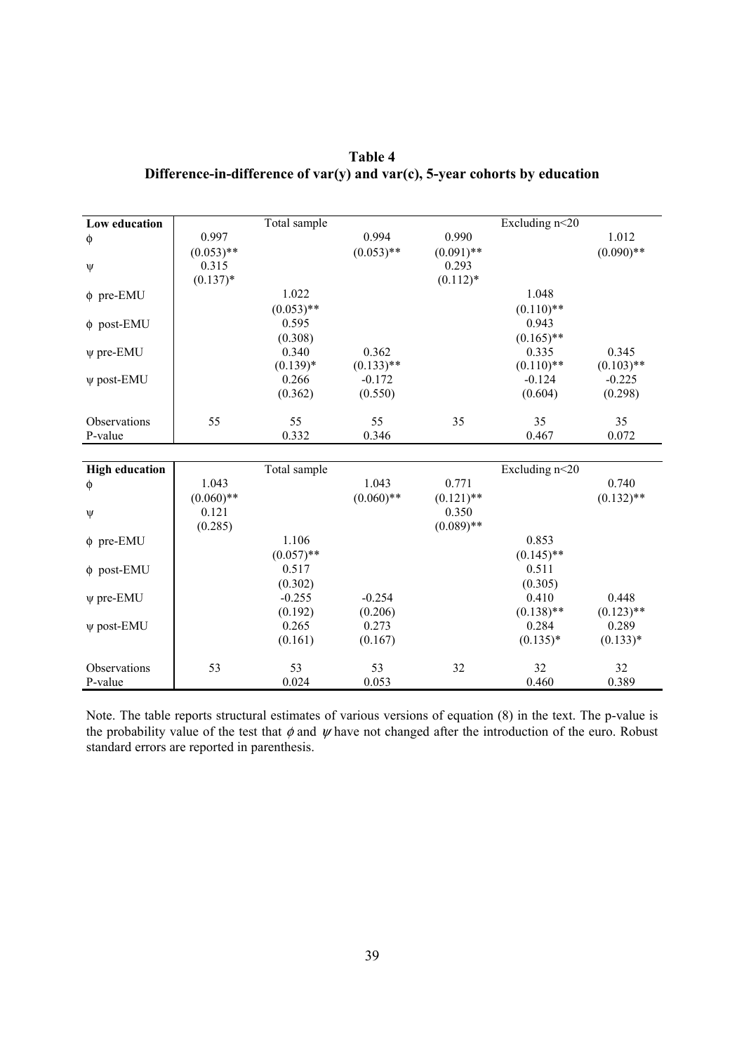**Table 4**
**Difference-in-difference of var(y) and var(c), 5-year cohorts by education**

| Low education | Total sample | | | Excluding n<20 | | |
|---|---|---|---|---|---|---|
| $\phi$ | 0.997<br>(0.053)** | | 0.994<br>(0.053)** | 0.990<br>(0.091)** | | 1.012<br>(0.090)** |
| $\psi$ | 0.315<br>(0.137)* | | | 0.293<br>(0.112)* | | |
| $\phi$ pre-EMU | | 1.022<br>(0.053)** | | | 1.048<br>(0.110)** | |
| $\phi$ post-EMU | | 0.595<br>(0.308) | | | 0.943<br>(0.165)** | |
| $\psi$ pre-EMU | | 0.340<br>(0.139)* | 0.362<br>(0.133)** | | 0.335<br>(0.110)** | 0.345<br>(0.103)** |
| $\psi$ post-EMU | | 0.266<br>(0.362) | -0.172<br>(0.550) | | -0.124<br>(0.604) | -0.225<br>(0.298) |
| Observations | 55 | 55 | 55 | 35 | 35 | 35 |
| P-value | | 0.332 | 0.346 | | 0.467 | 0.072 |

| High education | Total sample | | | Excluding n<20 | | |
|---|---|---|---|---|---|---|
| $\phi$ | 1.043<br>(0.060)** | | 1.043<br>(0.060)** | 0.771<br>(0.121)** | | 0.740<br>(0.132)** |
| $\psi$ | 0.121<br>(0.285) | | | 0.350<br>(0.089)** | | |
| $\phi$ pre-EMU | | 1.106<br>(0.057)** | | | 0.853<br>(0.145)** | |
| $\phi$ post-EMU | | 0.517<br>(0.302) | | | 0.511<br>(0.305) | |
| $\psi$ pre-EMU | | -0.255<br>(0.192) | -0.254<br>(0.206) | | 0.410<br>(0.138)** | 0.448<br>(0.123)** |
| $\psi$ post-EMU | | 0.265<br>(0.161) | 0.273<br>(0.167) | | 0.284<br>(0.135)* | 0.289<br>(0.133)* |
| Observations | 53 | 53 | 53 | 32 | 32 | 32 |
| P-value | | 0.024 | 0.053 | | 0.460 | 0.389 |

Note. The table reports structural estimates of various versions of equation (8) in the text. The p-value is the probability value of the test that $\phi$ and $\psi$ have not changed after the introduction of the euro. Robust standard errors are reported in parenthesis.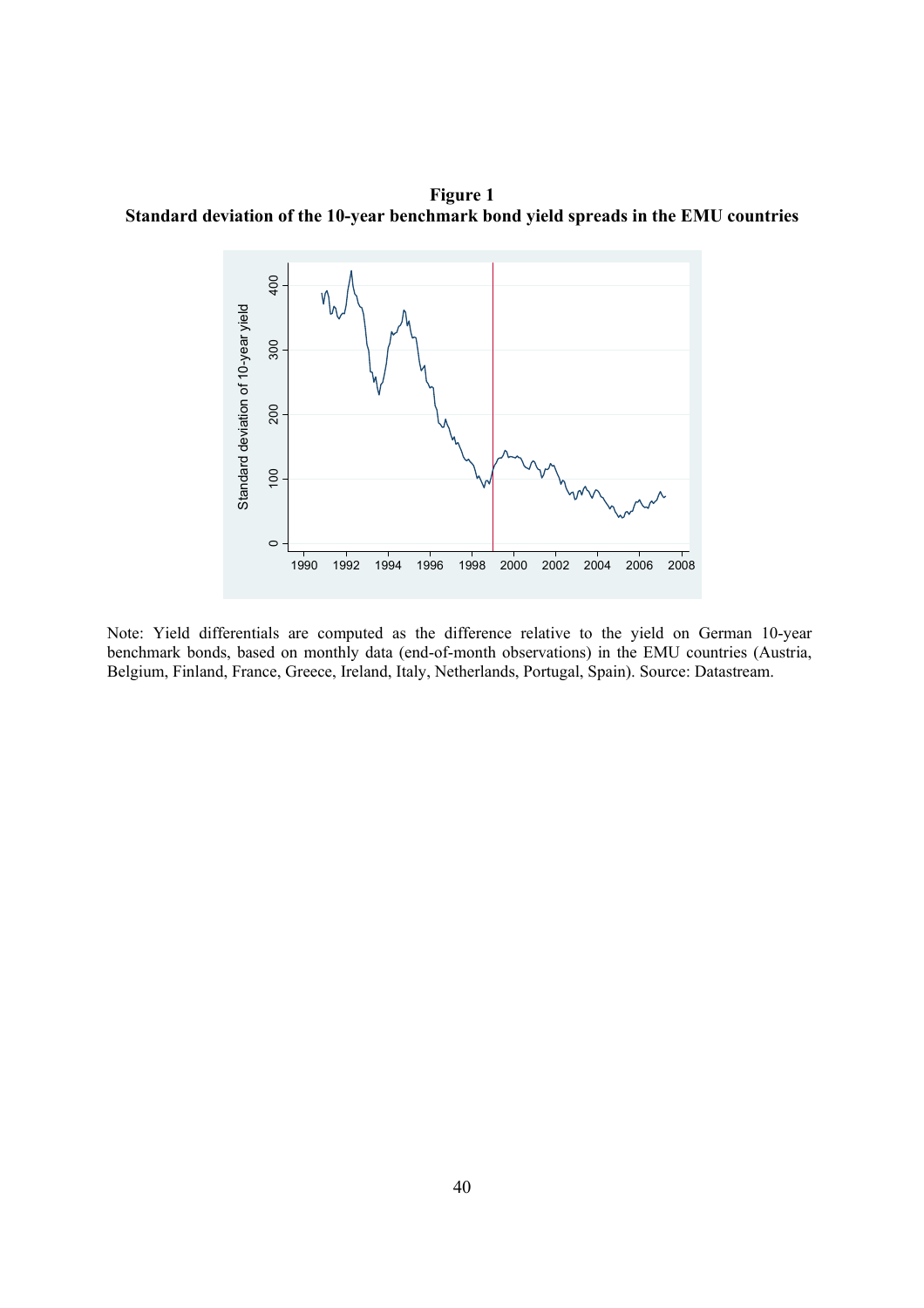**Figure 1**
**Standard deviation of the 10-year benchmark bond yield spreads in the EMU countries**

Note: Yield differentials are computed as the difference relative to the yield on German 10-year benchmark bonds, based on monthly data (end-of-month observations) in the EMU countries (Austria, Belgium, Finland, France, Greece, Ireland, Italy, Netherlands, Portugal, Spain). Source: Datastream.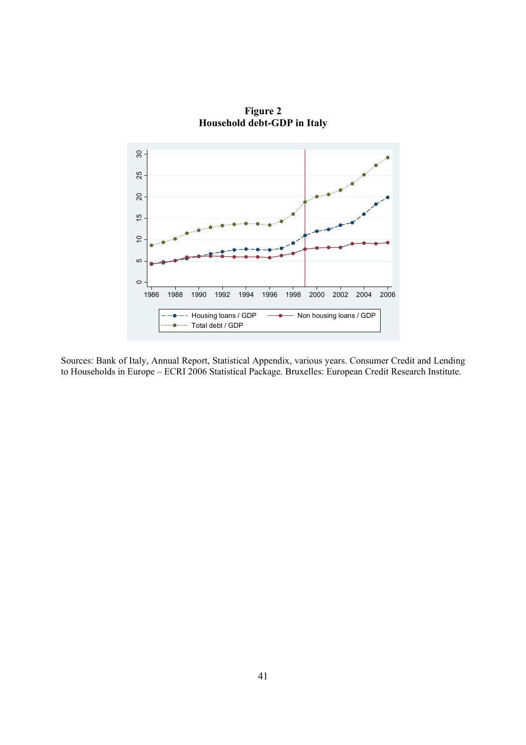**Figure 2**
**Household debt-GDP in Italy**

Sources: Bank of Italy, Annual Report, Statistical Appendix, various years. Consumer Credit and Lending to Households in Europe – ECRI 2006 Statistical Package. Bruxelles: European Credit Research Institute.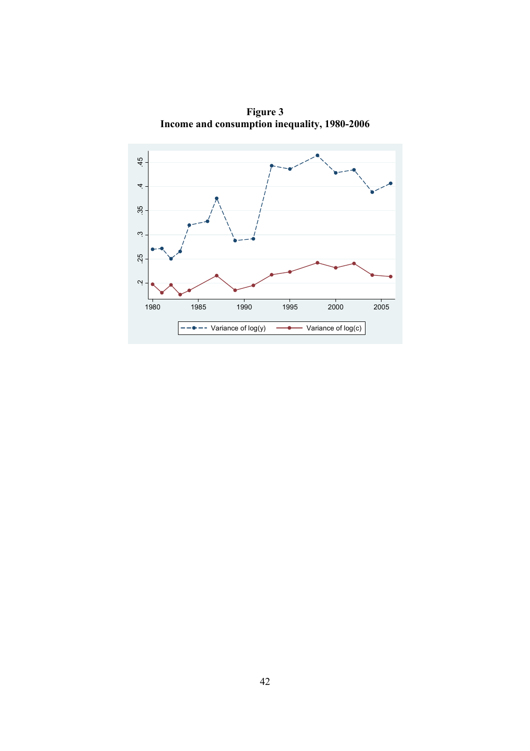**Figure 3**
**Income and consumption inequality, 1980-2006**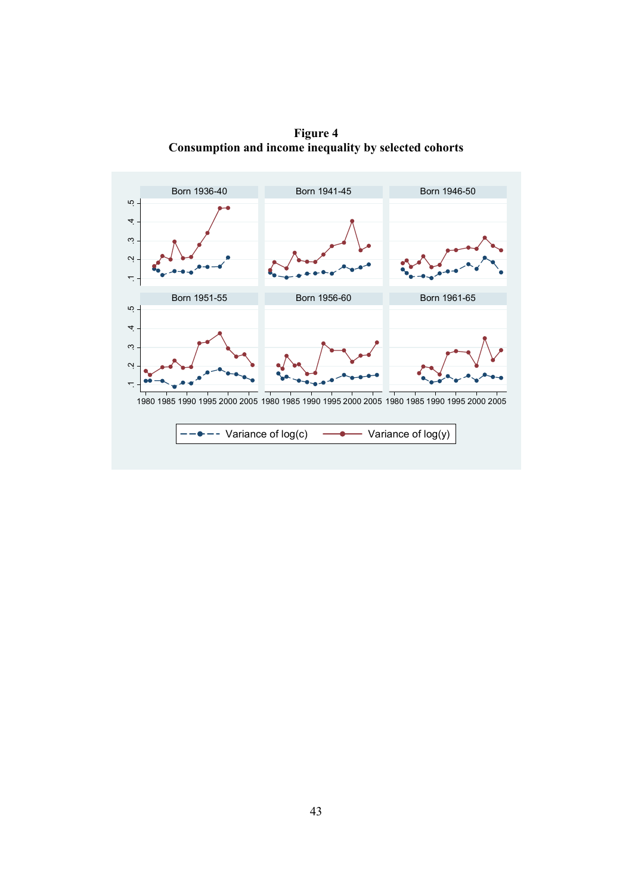**Figure 4**
**Consumption and income inequality by selected cohorts**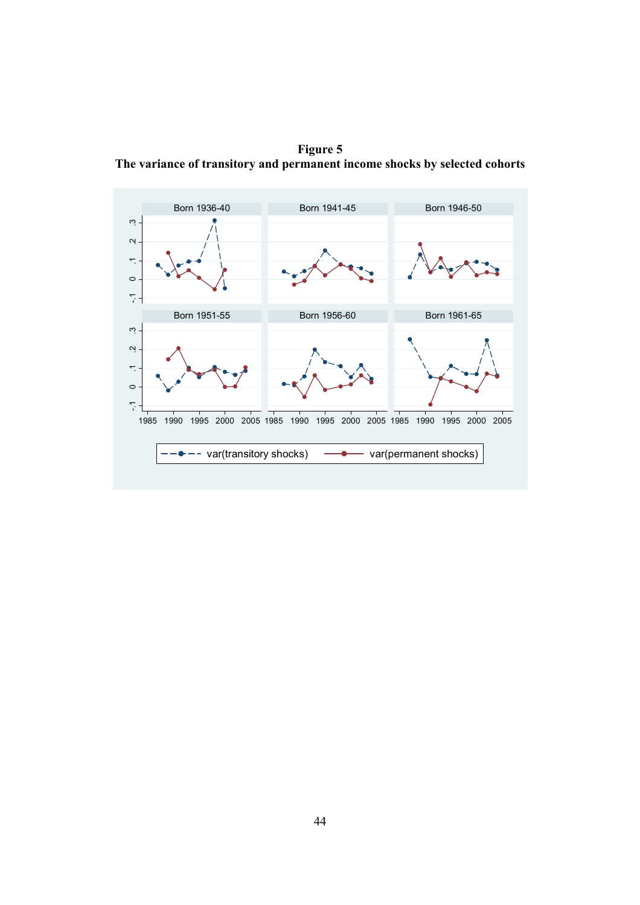**Figure 5**
**The variance of transitory and permanent income shocks by selected cohorts**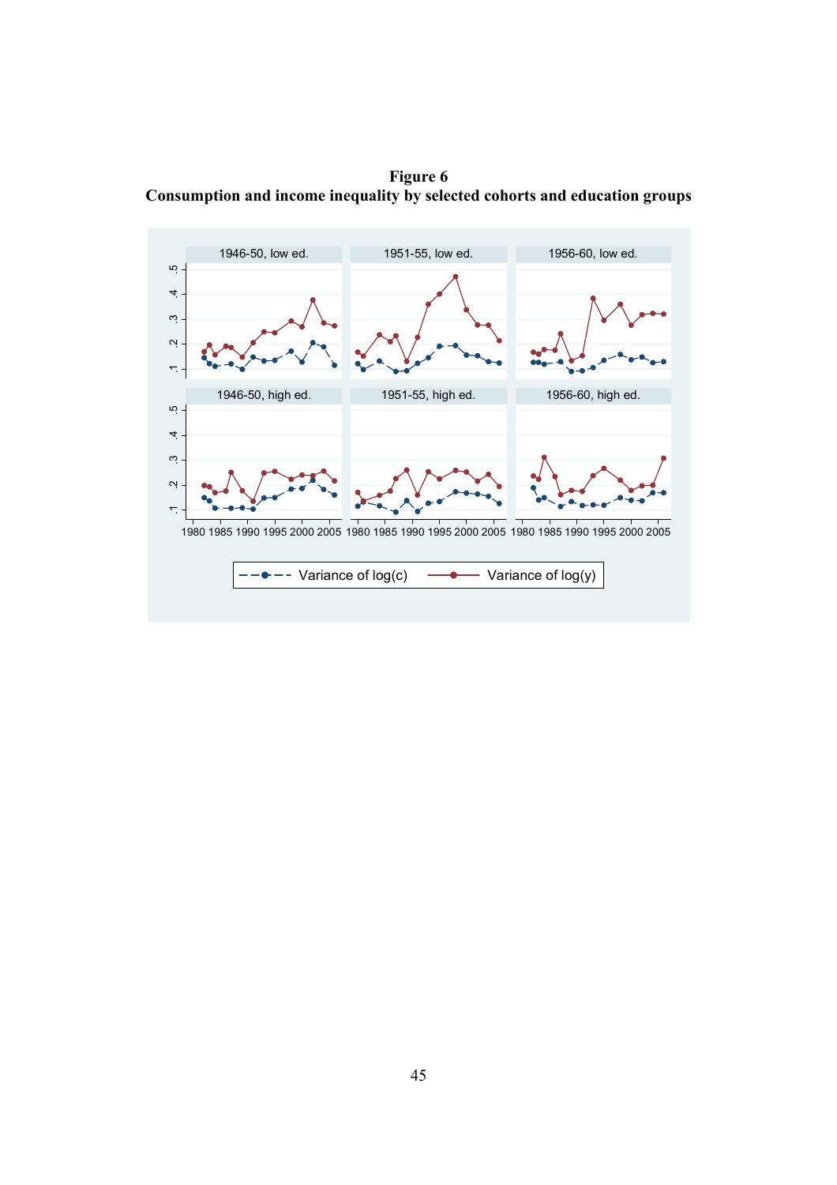**Figure 6**
**Consumption and income inequality by selected cohorts and education groups**

1946-50, low ed.
1951-55, low ed.
1956-60, low ed.
1946-50, high ed.
1951-55, high ed.
1956-60, high ed.

.1 .2 .3 .4 .5

1980 1985 1990 1995 2000 2005

Variance of log(c)
Variance of log(y)